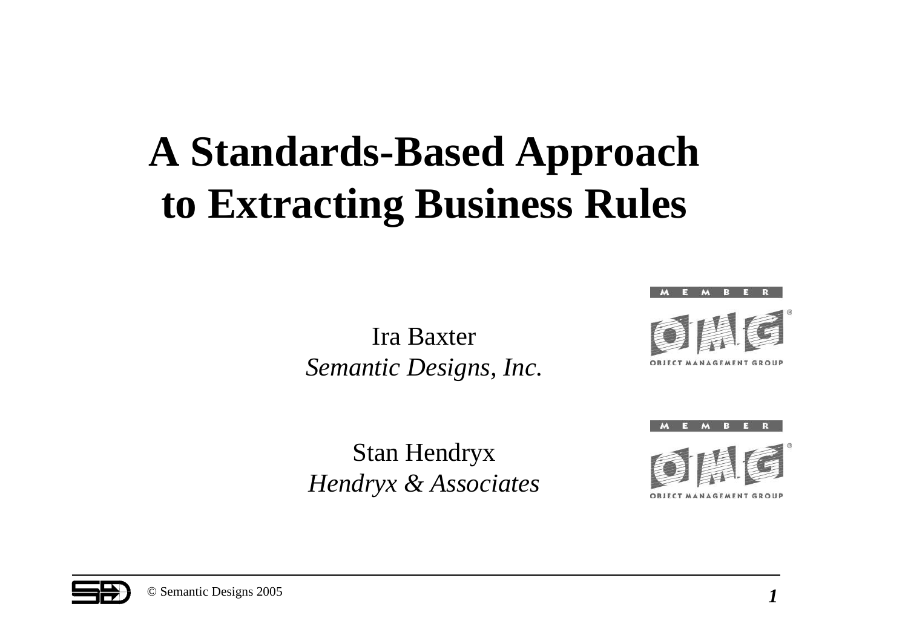# A Standards-Based Approach to Extracting Business Rules

Ira Baxter
*Semantic Designs, Inc.*

Stan Hendryx
*Hendryx & Associates*

© Semantic Designs 2005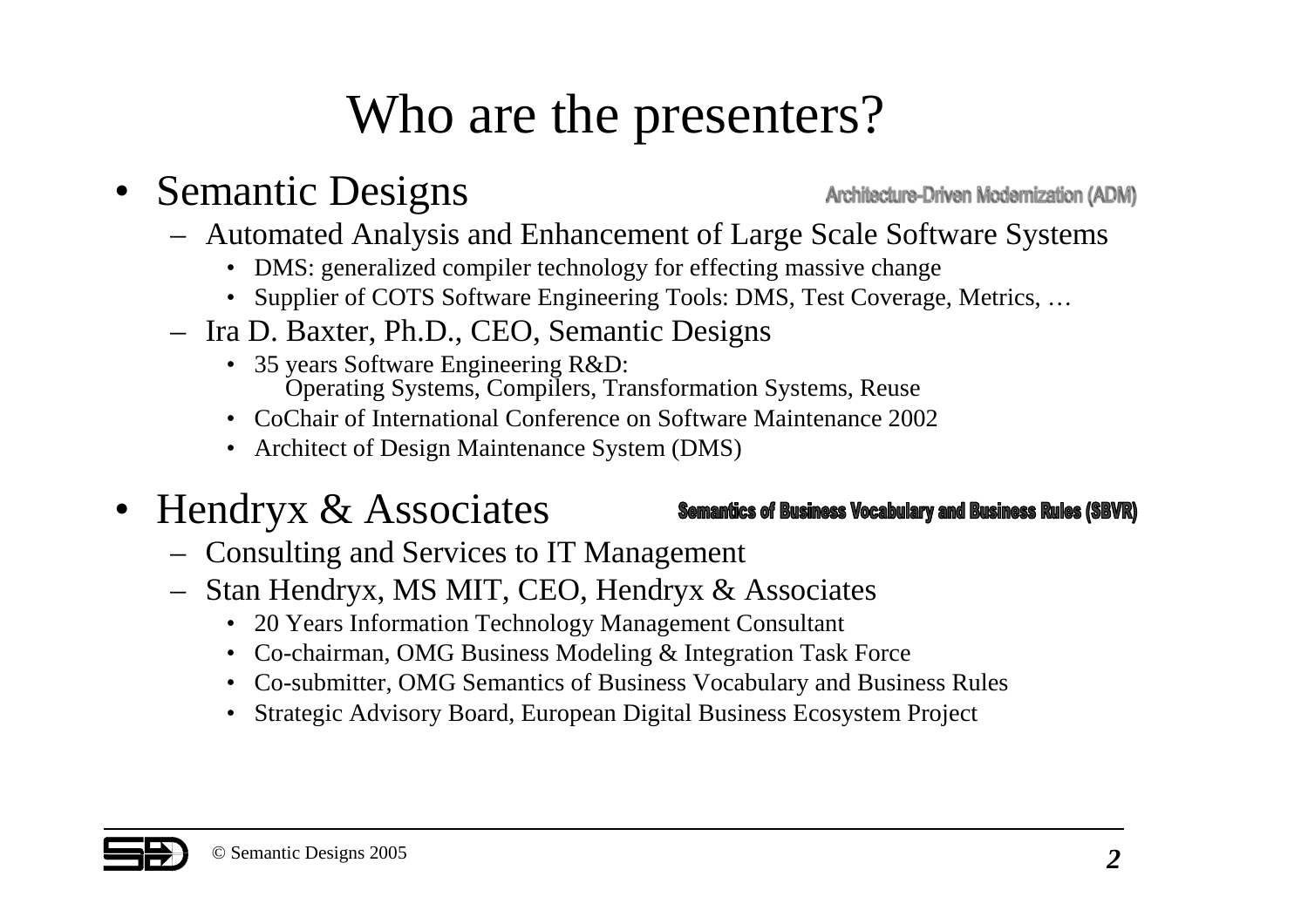# Who are the presenters?

- Semantic Designs

  Architecture-Driven Modernization (ADM)

  - Automated Analysis and Enhancement of Large Scale Software Systems
    - DMS: generalized compiler technology for effecting massive change
    - Supplier of COTS Software Engineering Tools: DMS, Test Coverage, Metrics, …
  - Ira D. Baxter, Ph.D., CEO, Semantic Designs
    - 35 years Software Engineering R&D:
      Operating Systems, Compilers, Transformation Systems, Reuse
    - CoChair of International Conference on Software Maintenance 2002
    - Architect of Design Maintenance System (DMS)

- Hendryx & Associates

  **Semantics of Business Vocabulary and Business Rules (SBVR)**

  - Consulting and Services to IT Management
  - Stan Hendryx, MS MIT, CEO, Hendryx & Associates
    - 20 Years Information Technology Management Consultant
    - Co-chairman, OMG Business Modeling & Integration Task Force
    - Co-submitter, OMG Semantics of Business Vocabulary and Business Rules
    - Strategic Advisory Board, European Digital Business Ecosystem Project

© Semantic Designs 2005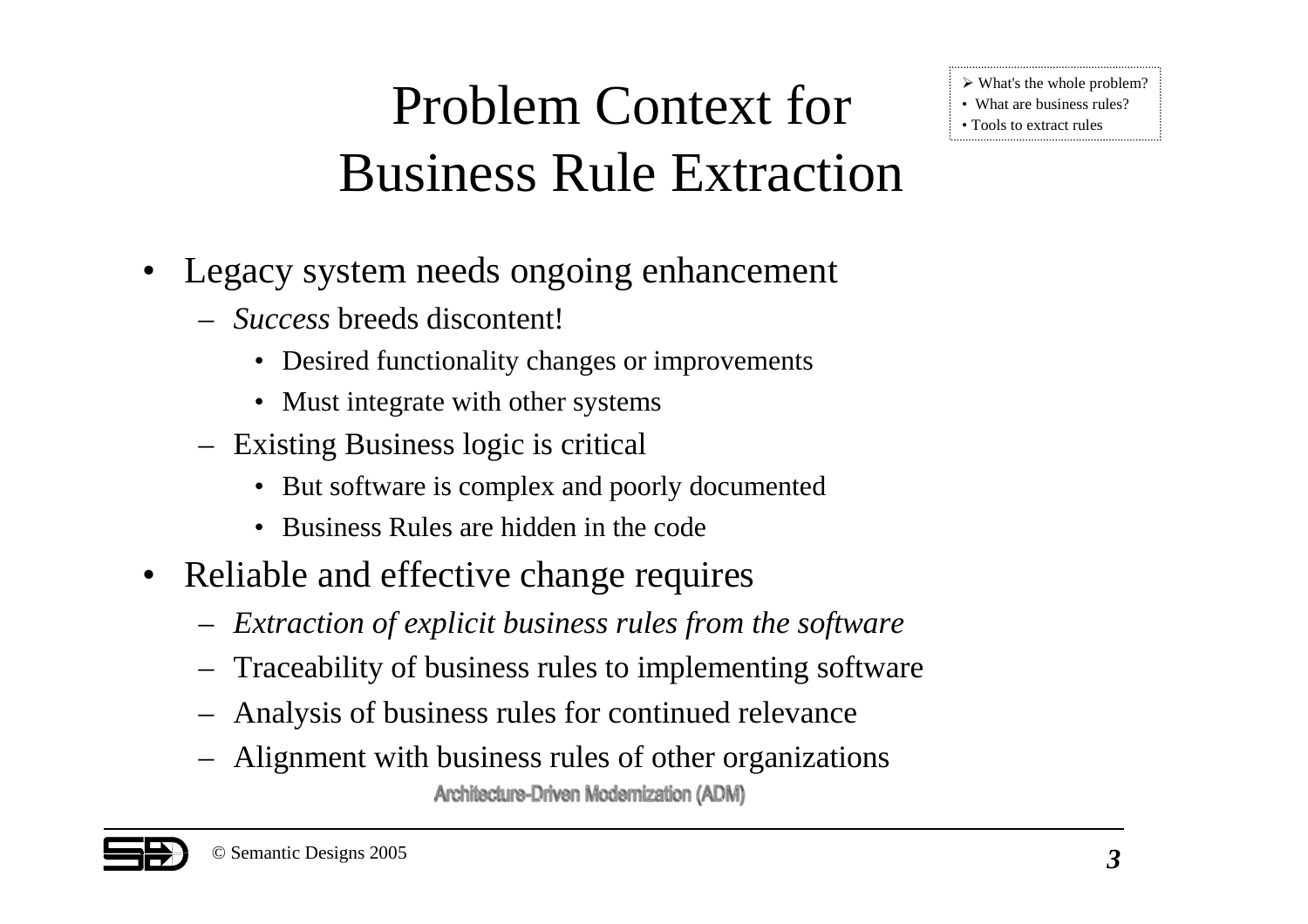# Problem Context for Business Rule Extraction

- ➢ What's the whole problem?
- What are business rules?
- Tools to extract rules

- Legacy system needs ongoing enhancement
  - *Success* breeds discontent!
    - Desired functionality changes or improvements
    - Must integrate with other systems
  - Existing Business logic is critical
    - But software is complex and poorly documented
    - Business Rules are hidden in the code
- Reliable and effective change requires
  - *Extraction of explicit business rules from the software*
  - Traceability of business rules to implementing software
  - Analysis of business rules for continued relevance
  - Alignment with business rules of other organizations

Architecture-Driven Modernization (ADM)

© Semantic Designs 2005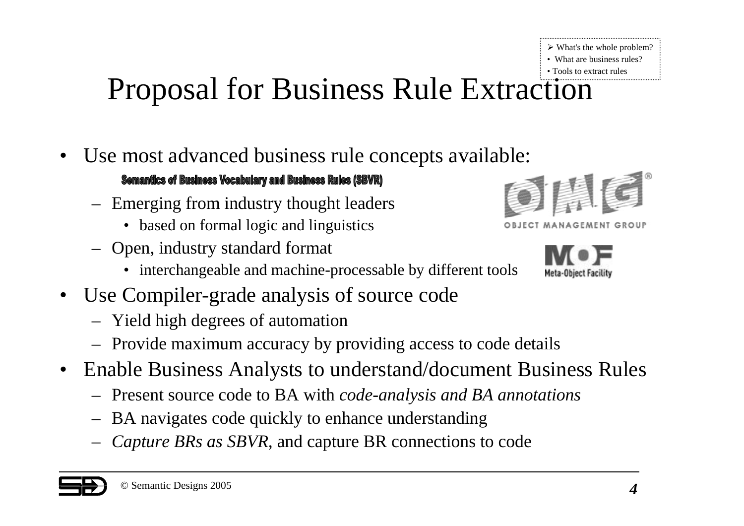# Proposal for Business Rule Extraction

- ➢ What's the whole problem?
- What are business rules?
- Tools to extract rules

- Use most advanced business rule concepts available:

  **Semantics of Business Vocabulary and Business Rules (SBVR)**

  – Emerging from industry thought leaders
    - based on formal logic and linguistics

  – Open, industry standard format
    - interchangeable and machine-processable by different tools

- Use Compiler-grade analysis of source code
  – Yield high degrees of automation
  – Provide maximum accuracy by providing access to code details

- Enable Business Analysts to understand/document Business Rules
  – Present source code to BA with *code-analysis and BA annotations*
  – BA navigates code quickly to enhance understanding
  – *Capture BRs as SBVR*, and capture BR connections to code

OBJECT MANAGEMENT GROUP

Meta-Object Facility

© Semantic Designs 2005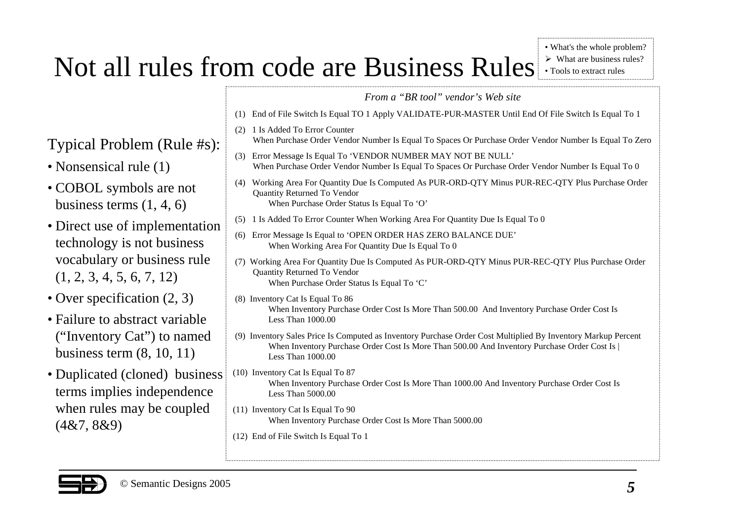# Not all rules from code are Business Rules

- What's the whole problem?
- ➢ What are business rules?
- Tools to extract rules

Typical Problem (Rule #s):

- Nonsensical rule (1)
- COBOL symbols are not business terms (1, 4, 6)
- Direct use of implementation technology is not business vocabulary or business rule (1, 2, 3, 4, 5, 6, 7, 12)
- Over specification (2, 3)
- Failure to abstract variable ("Inventory Cat") to named business term (8, 10, 11)
- Duplicated (cloned) business terms implies independence when rules may be coupled (4&7, 8&9)

*From a "BR tool" vendor's Web site*

(1) End of File Switch Is Equal TO 1 Apply VALIDATE-PUR-MASTER Until End Of File Switch Is Equal To 1

(2) 1 Is Added To Error Counter
When Purchase Order Vendor Number Is Equal To Spaces Or Purchase Order Vendor Number Is Equal To Zero

(3) Error Message Is Equal To 'VENDOR NUMBER MAY NOT BE NULL'
When Purchase Order Vendor Number Is Equal To Spaces Or Purchase Order Vendor Number Is Equal To 0

(4) Working Area For Quantity Due Is Computed As PUR-ORD-QTY Minus PUR-REC-QTY Plus Purchase Order Quantity Returned To Vendor
When Purchase Order Status Is Equal To 'O'

(5) 1 Is Added To Error Counter When Working Area For Quantity Due Is Equal To 0

(6) Error Message Is Equal to 'OPEN ORDER HAS ZERO BALANCE DUE'
When Working Area For Quantity Due Is Equal To 0

(7) Working Area For Quantity Due Is Computed As PUR-ORD-QTY Minus PUR-REC-QTY Plus Purchase Order Quantity Returned To Vendor
When Purchase Order Status Is Equal To 'C'

(8) Inventory Cat Is Equal To 86
When Inventory Purchase Order Cost Is More Than 500.00 And Inventory Purchase Order Cost Is Less Than 1000.00

(9) Inventory Sales Price Is Computed as Inventory Purchase Order Cost Multiplied By Inventory Markup Percent
When Inventory Purchase Order Cost Is More Than 500.00 And Inventory Purchase Order Cost Is | Less Than 1000.00

(10) Inventory Cat Is Equal To 87
When Inventory Purchase Order Cost Is More Than 1000.00 And Inventory Purchase Order Cost Is Less Than 5000.00

(11) Inventory Cat Is Equal To 90
When Inventory Purchase Order Cost Is More Than 5000.00

(12) End of File Switch Is Equal To 1

© Semantic Designs 2005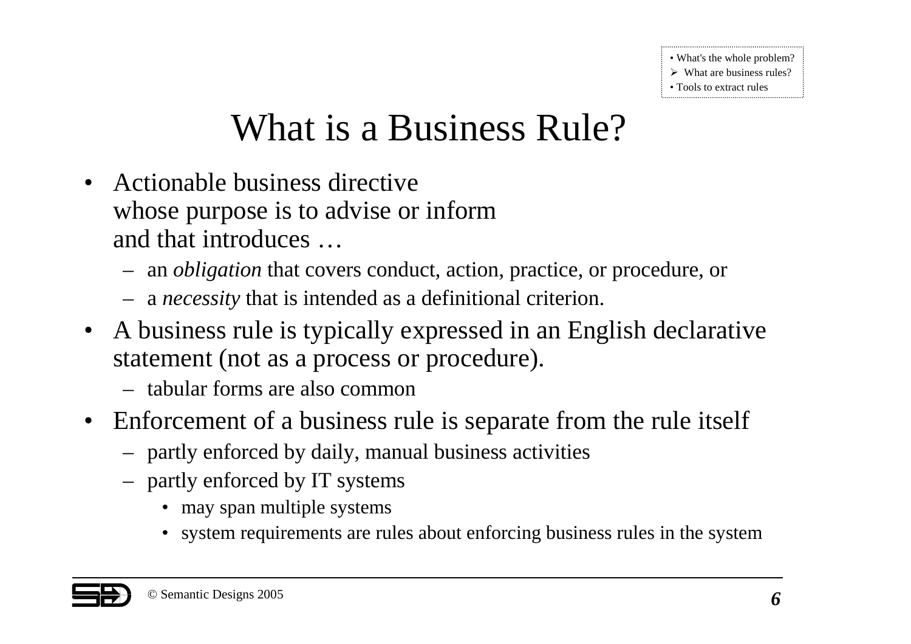- What's the whole problem?
- ➢ What are business rules?
- Tools to extract rules

# What is a Business Rule?

- Actionable business directive whose purpose is to advise or inform and that introduces …
  - an *obligation* that covers conduct, action, practice, or procedure, or
  - a *necessity* that is intended as a definitional criterion.
- A business rule is typically expressed in an English declarative statement (not as a process or procedure).
  - tabular forms are also common
- Enforcement of a business rule is separate from the rule itself
  - partly enforced by daily, manual business activities
  - partly enforced by IT systems
    - may span multiple systems
    - system requirements are rules about enforcing business rules in the system

© Semantic Designs 2005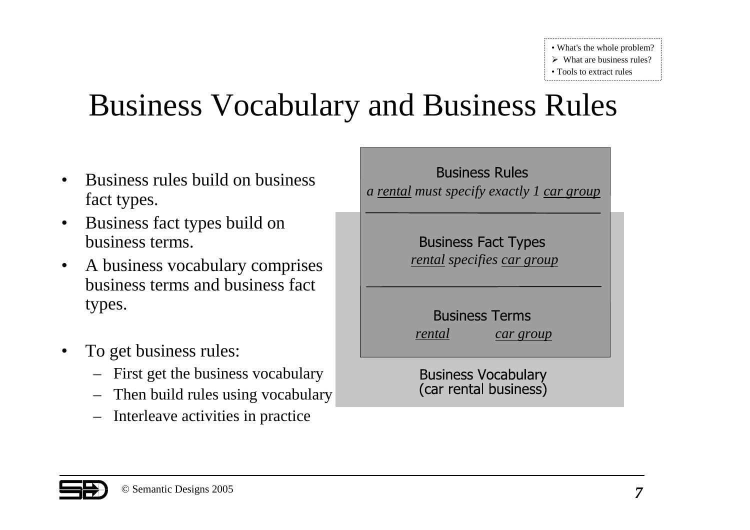- What's the whole problem?
- ➢ What are business rules?
- Tools to extract rules

# Business Vocabulary and Business Rules

- Business rules build on business fact types.
- Business fact types build on business terms.
- A business vocabulary comprises business terms and business fact types.

- To get business rules:
  - First get the business vocabulary
  - Then build rules using vocabulary
  - Interleave activities in practice

Business Rules

*a rental must specify exactly 1 car group*

Business Fact Types

*rental specifies car group*

Business Terms

*rental* *car group*

Business Vocabulary (car rental business)

© Semantic Designs 2005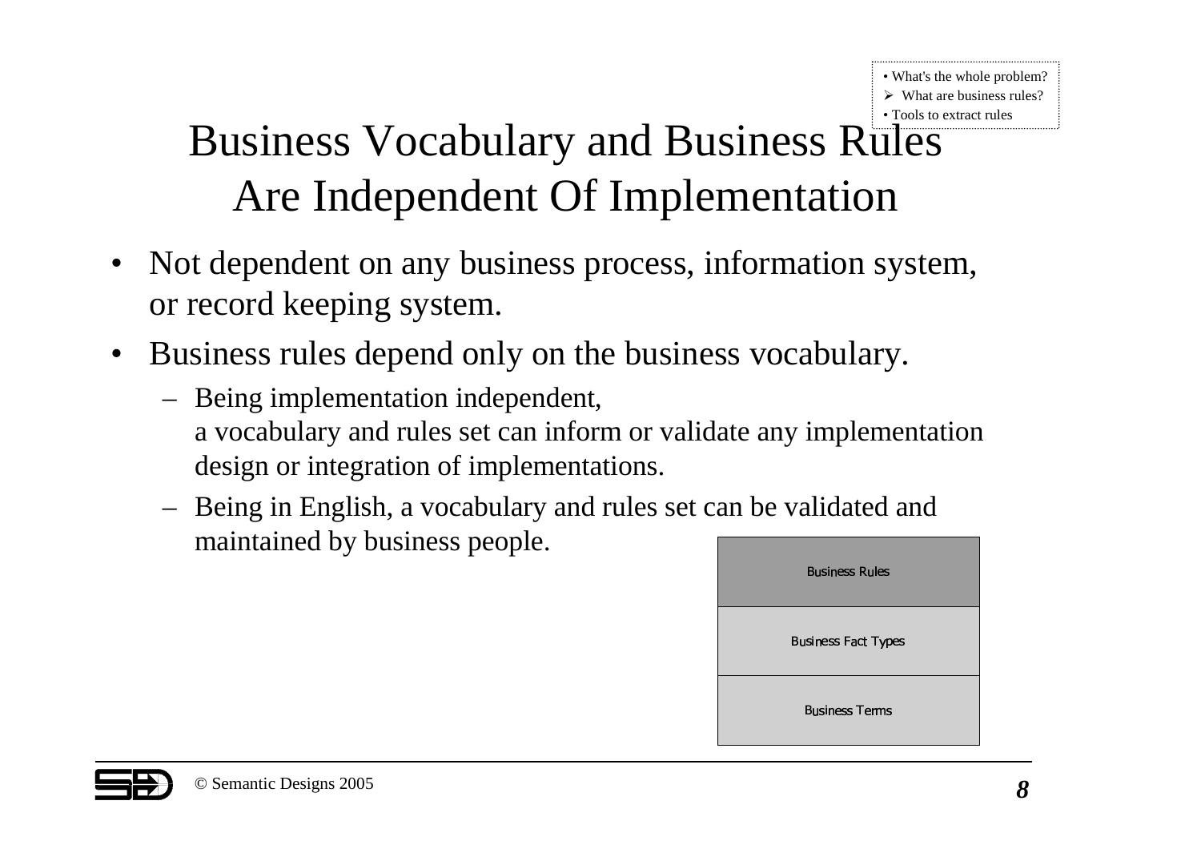- What's the whole problem?
- ➢ What are business rules?
- Tools to extract rules

# Business Vocabulary and Business Rules Are Independent Of Implementation

- Not dependent on any business process, information system, or record keeping system.
- Business rules depend only on the business vocabulary.
  - Being implementation independent, a vocabulary and rules set can inform or validate any implementation design or integration of implementations.
  - Being in English, a vocabulary and rules set can be validated and maintained by business people.

| Business Rules |
|---|
| Business Fact Types |
| Business Terms |

© Semantic Designs 2005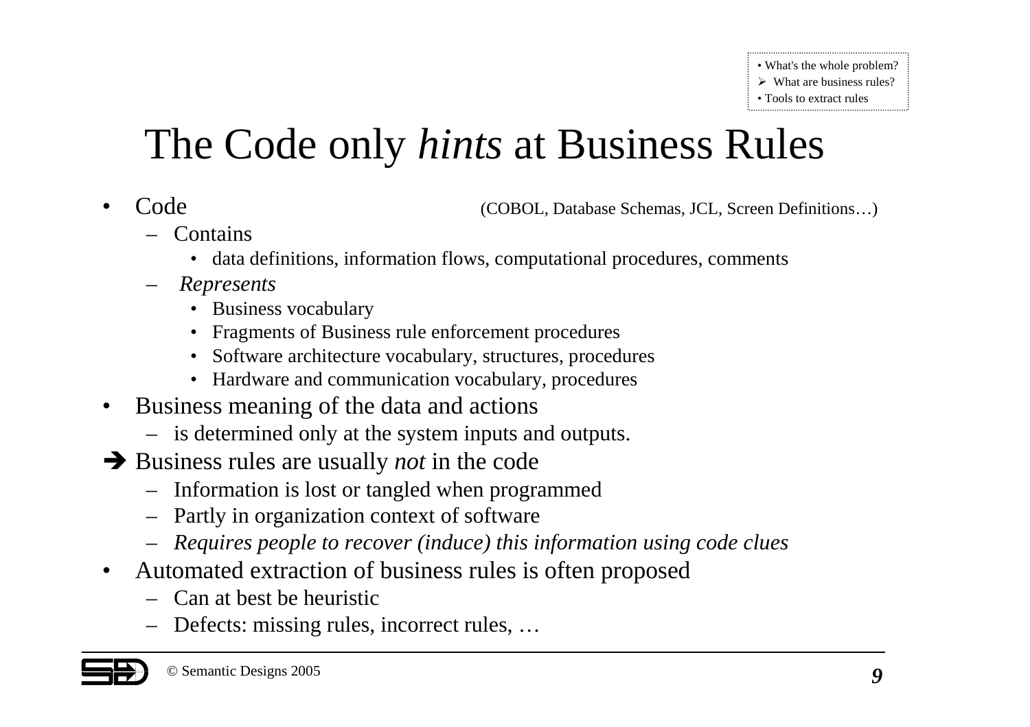- What's the whole problem?
- ➢ What are business rules?
- Tools to extract rules

# The Code only *hints* at Business Rules

- Code (COBOL, Database Schemas, JCL, Screen Definitions…)
  - Contains
    - data definitions, information flows, computational procedures, comments
  - *Represents*
    - Business vocabulary
    - Fragments of Business rule enforcement procedures
    - Software architecture vocabulary, structures, procedures
    - Hardware and communication vocabulary, procedures
- Business meaning of the data and actions
  - is determined only at the system inputs and outputs.
- ➔ Business rules are usually *not* in the code
  - Information is lost or tangled when programmed
  - Partly in organization context of software
  - *Requires people to recover (induce) this information using code clues*
- Automated extraction of business rules is often proposed
  - Can at best be heuristic
  - Defects: missing rules, incorrect rules, …

© Semantic Designs 2005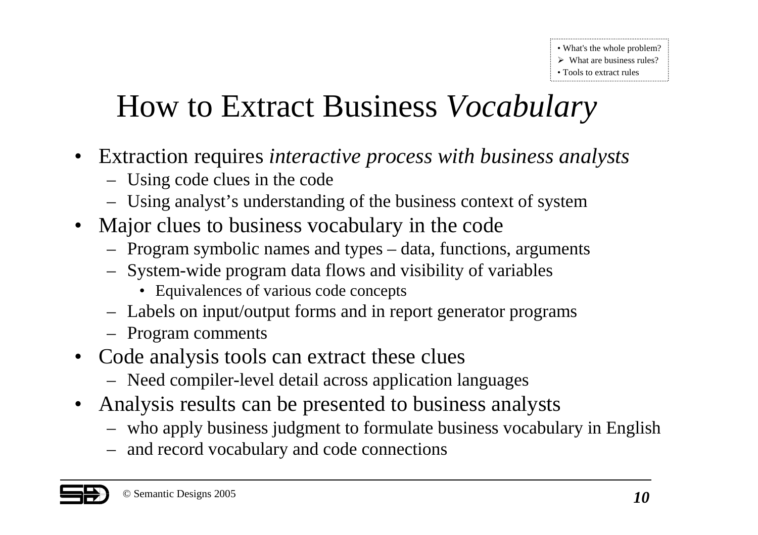- What's the whole problem?
- ➢ What are business rules?
- Tools to extract rules

# How to Extract Business *Vocabulary*

- Extraction requires *interactive process with business analysts*
  - Using code clues in the code
  - Using analyst's understanding of the business context of system
- Major clues to business vocabulary in the code
  - Program symbolic names and types – data, functions, arguments
  - System-wide program data flows and visibility of variables
    - Equivalences of various code concepts
  - Labels on input/output forms and in report generator programs
  - Program comments
- Code analysis tools can extract these clues
  - Need compiler-level detail across application languages
- Analysis results can be presented to business analysts
  - who apply business judgment to formulate business vocabulary in English
  - and record vocabulary and code connections

© Semantic Designs 2005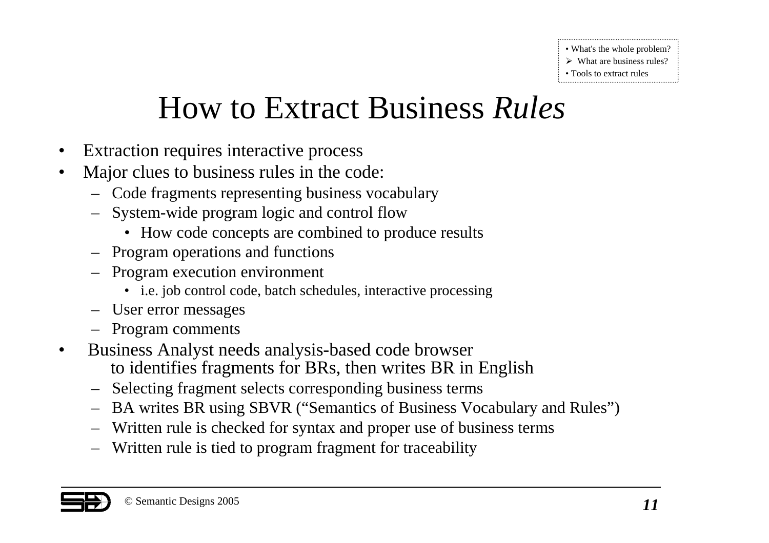- What's the whole problem?
- ➢ What are business rules?
- Tools to extract rules

# How to Extract Business *Rules*

- Extraction requires interactive process
- Major clues to business rules in the code:
  - Code fragments representing business vocabulary
  - System-wide program logic and control flow
    - How code concepts are combined to produce results
  - Program operations and functions
  - Program execution environment
    - i.e. job control code, batch schedules, interactive processing
  - User error messages
  - Program comments
- Business Analyst needs analysis-based code browser to identifies fragments for BRs, then writes BR in English
  - Selecting fragment selects corresponding business terms
  - BA writes BR using SBVR ("Semantics of Business Vocabulary and Rules")
  - Written rule is checked for syntax and proper use of business terms
  - Written rule is tied to program fragment for traceability

© Semantic Designs 2005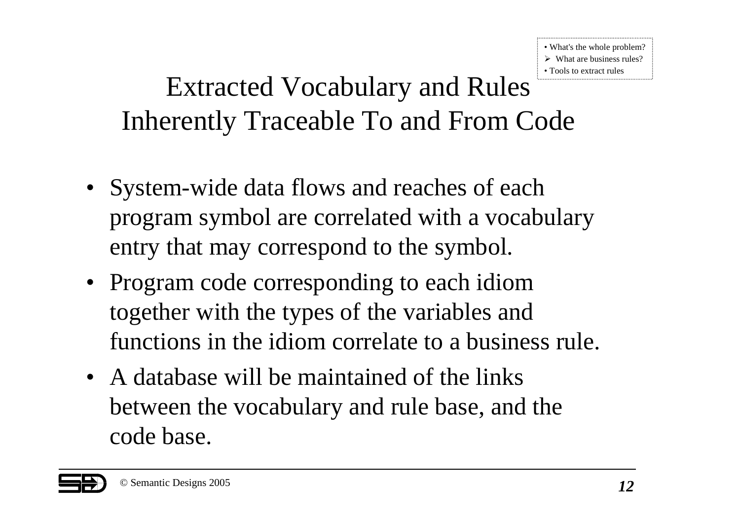- What's the whole problem?
- ➢ What are business rules?
- Tools to extract rules

# Extracted Vocabulary and Rules Inherently Traceable To and From Code

- System-wide data flows and reaches of each program symbol are correlated with a vocabulary entry that may correspond to the symbol.
- Program code corresponding to each idiom together with the types of the variables and functions in the idiom correlate to a business rule.
- A database will be maintained of the links between the vocabulary and rule base, and the code base.

© Semantic Designs 2005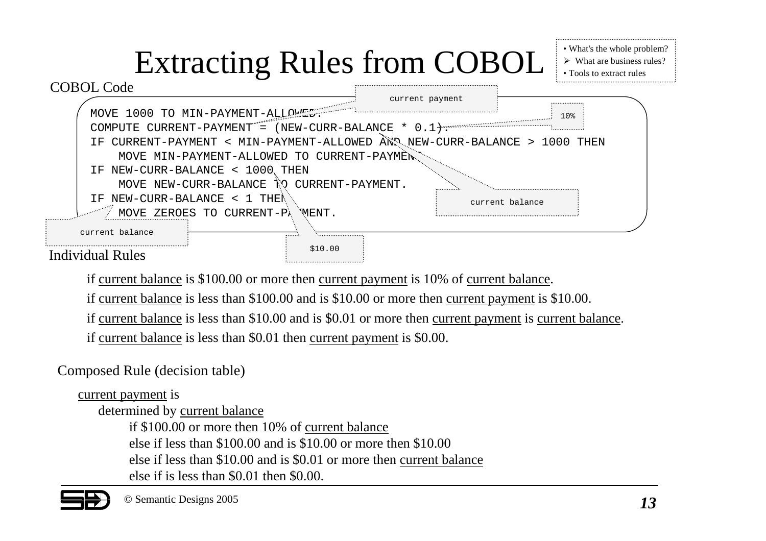# Extracting Rules from COBOL

- What's the whole problem?
- ➢ What are business rules?
- Tools to extract rules

COBOL Code

```
MOVE 1000 TO MIN-PAYMENT-ALLOWED.
COMPUTE CURRENT-PAYMENT = (NEW-CURR-BALANCE * 0.1).
IF CURRENT-PAYMENT < MIN-PAYMENT-ALLOWED AND NEW-CURR-BALANCE > 1000 THEN
    MOVE MIN-PAYMENT-ALLOWED TO CURRENT-PAYMENT.
IF NEW-CURR-BALANCE < 1000 THEN
    MOVE NEW-CURR-BALANCE TO CURRENT-PAYMENT.
IF NEW-CURR-BALANCE < 1 THEN
    MOVE ZEROES TO CURRENT-PAYMENT.
```

current payment

10%

current balance

current balance

$10.00

Individual Rules

if current balance is $100.00 or more then current payment is 10% of current balance.

if current balance is less than $100.00 and is $10.00 or more then current payment is $10.00.

if current balance is less than $10.00 and is $0.01 or more then current payment is current balance.

if current balance is less than $0.01 then current payment is $0.00.

Composed Rule (decision table)

current payment is
- determined by current balance
  - if $100.00 or more then 10% of current balance
  - else if less than $100.00 and is $10.00 or more then $10.00
  - else if less than $10.00 and is $0.01 or more then current balance
  - else if is less than $0.01 then $0.00.

© Semantic Designs 2005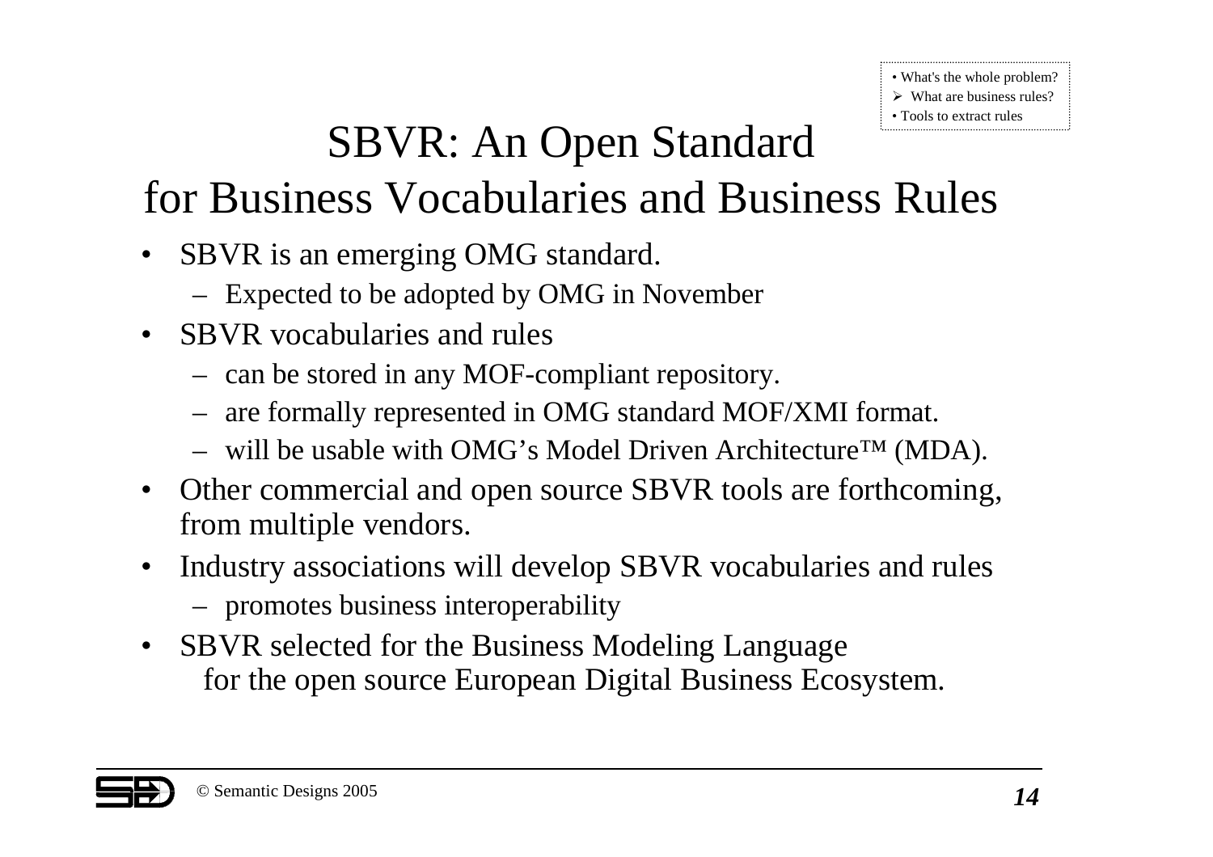- What's the whole problem?
- ➢ What are business rules?
- Tools to extract rules

# SBVR: An Open Standard for Business Vocabularies and Business Rules

- SBVR is an emerging OMG standard.
  - Expected to be adopted by OMG in November
- SBVR vocabularies and rules
  - can be stored in any MOF-compliant repository.
  - are formally represented in OMG standard MOF/XMI format.
  - will be usable with OMG's Model Driven Architecture™ (MDA).
- Other commercial and open source SBVR tools are forthcoming, from multiple vendors.
- Industry associations will develop SBVR vocabularies and rules
  - promotes business interoperability
- SBVR selected for the Business Modeling Language for the open source European Digital Business Ecosystem.

© Semantic Designs 2005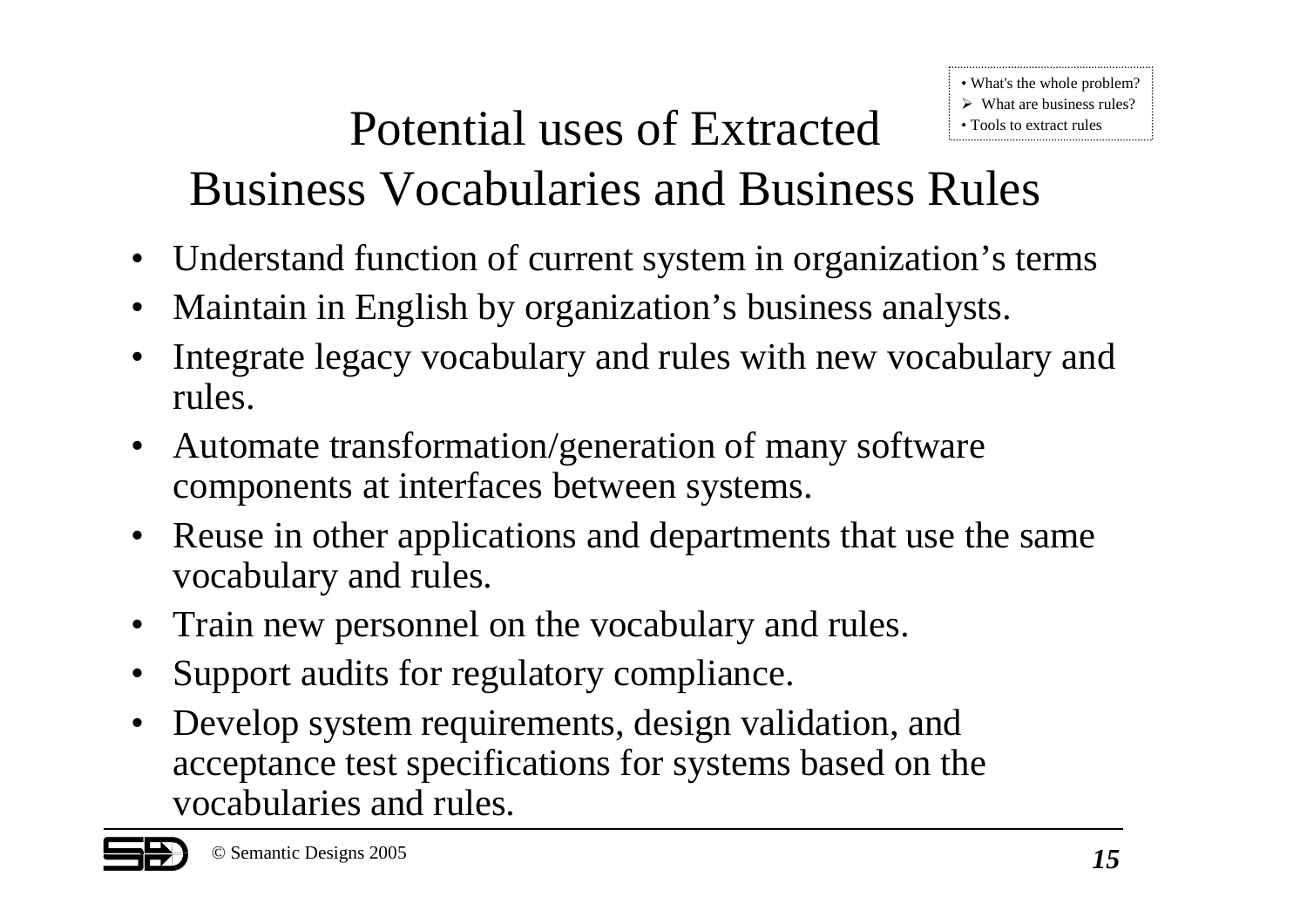- What's the whole problem?
- ➢ What are business rules?
- Tools to extract rules

# Potential uses of Extracted Business Vocabularies and Business Rules

- Understand function of current system in organization's terms
- Maintain in English by organization's business analysts.
- Integrate legacy vocabulary and rules with new vocabulary and rules.
- Automate transformation/generation of many software components at interfaces between systems.
- Reuse in other applications and departments that use the same vocabulary and rules.
- Train new personnel on the vocabulary and rules.
- Support audits for regulatory compliance.
- Develop system requirements, design validation, and acceptance test specifications for systems based on the vocabularies and rules.

© Semantic Designs 2005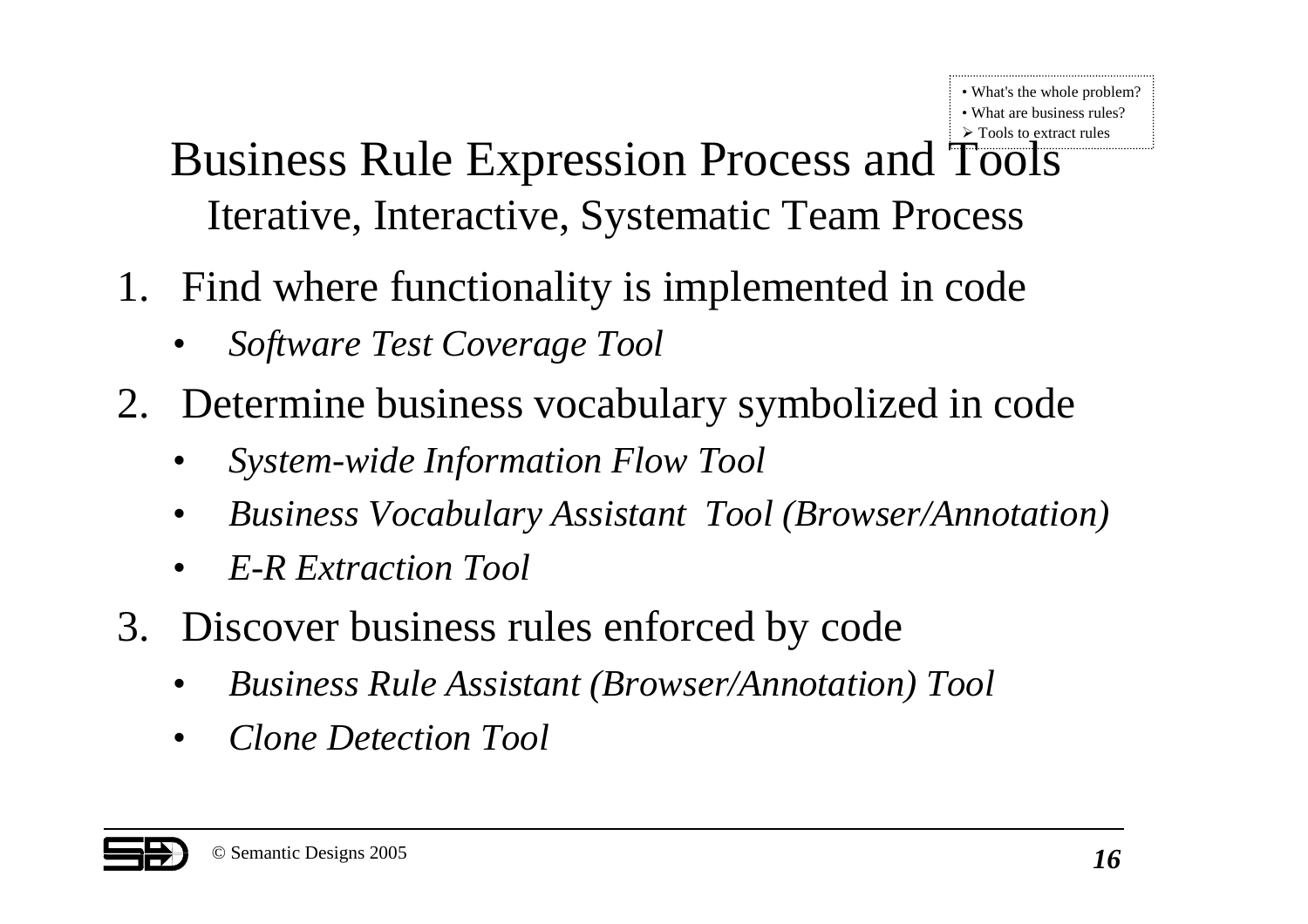- What's the whole problem?
- What are business rules?
- ➢ Tools to extract rules

# Business Rule Expression Process and Tools

## Iterative, Interactive, Systematic Team Process

1. Find where functionality is implemented in code
   - *Software Test Coverage Tool*
2. Determine business vocabulary symbolized in code
   - *System-wide Information Flow Tool*
   - *Business Vocabulary Assistant Tool (Browser/Annotation)*
   - *E-R Extraction Tool*
3. Discover business rules enforced by code
   - *Business Rule Assistant (Browser/Annotation) Tool*
   - *Clone Detection Tool*

© Semantic Designs 2005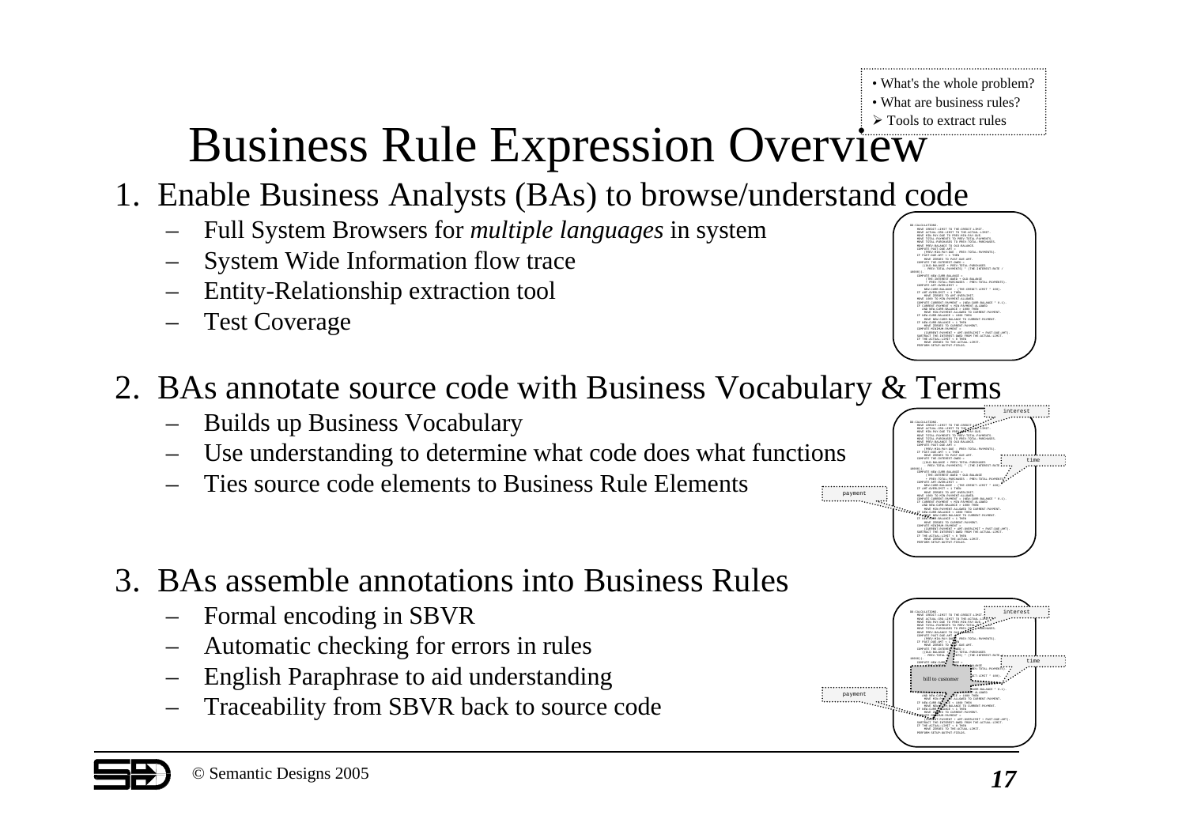- What's the whole problem?
- What are business rules?
- ➢ Tools to extract rules

# Business Rule Expression Overview

1. Enable Business Analysts (BAs) to browse/understand code
   - Full System Browsers for *multiple languages* in system
   - System Wide Information flow trace
   - Entity-Relationship extraction tool
   - Test Coverage

2. BAs annotate source code with Business Vocabulary & Terms
   - Builds up Business Vocabulary
   - Use understanding to determine what code does what functions
   - Ties source code elements to Business Rule Elements

3. BAs assemble annotations into Business Rules
   - Formal encoding in SBVR
   - Automatic checking for errors in rules
   - English Paraphrase to aid understanding
   - Traceability from SBVR back to source code

© Semantic Designs 2005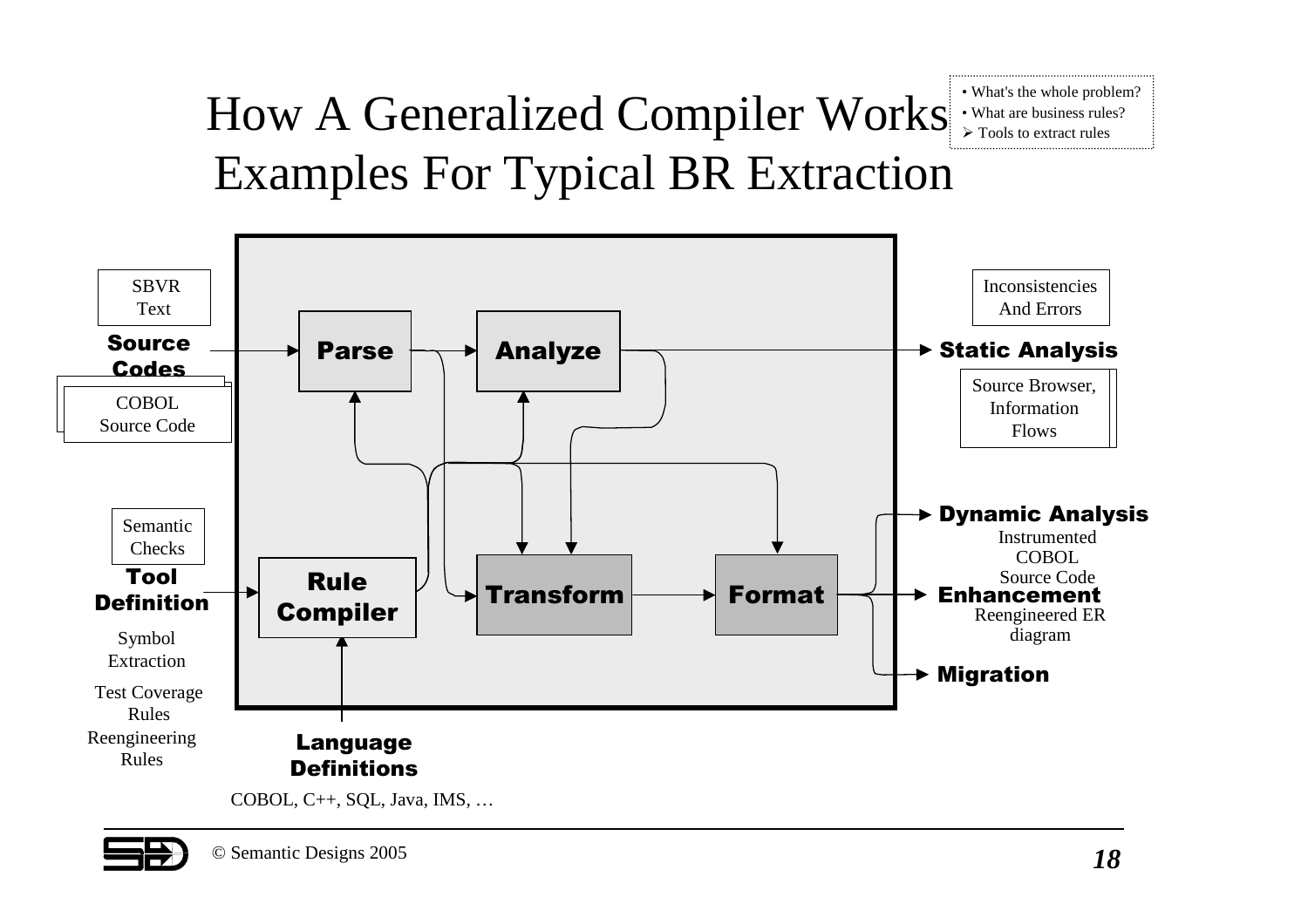# How A Generalized Compiler Works
## Examples For Typical BR Extraction

- What's the whole problem?
- What are business rules?
- ➢ Tools to extract rules

**Source Codes**
- SBVR Text
- COBOL Source Code

**Tool Definition**
- Semantic Checks
- Symbol Extraction
- Test Coverage Rules
- Reengineering Rules

**Parse** → **Analyze** → **Static Analysis**

**Rule Compiler** → **Transform** → **Format**

**Language Definitions**

COBOL, C++, SQL, Java, IMS, …

**Static Analysis**
- Inconsistencies And Errors
- Source Browser, Information Flows

**Dynamic Analysis**
- Instrumented COBOL Source Code

**Enhancement**
- Reengineered ER diagram

**Migration**

© Semantic Designs 2005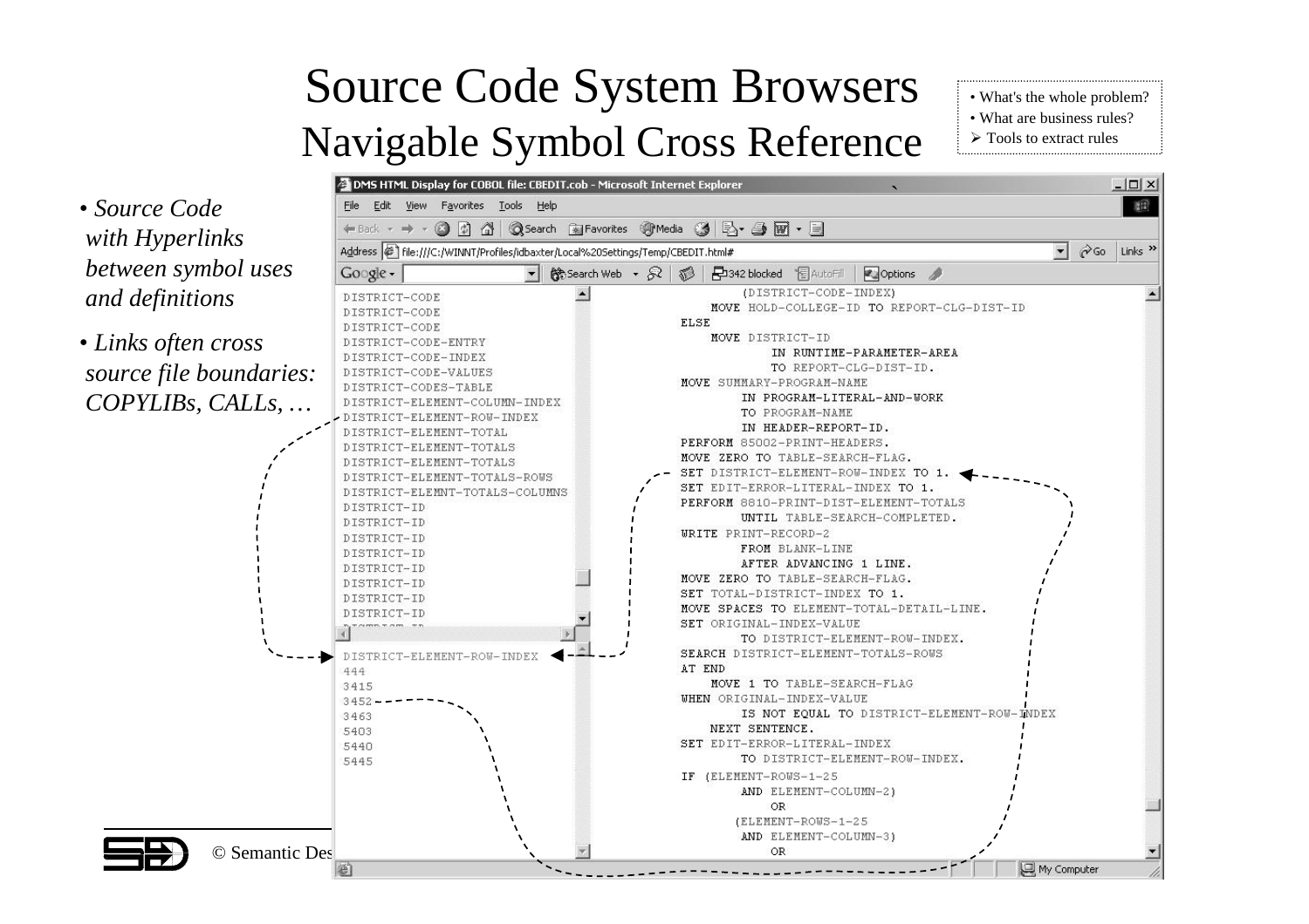# Source Code System Browsers

## Navigable Symbol Cross Reference

- What's the whole problem?
- What are business rules?
- ➢ Tools to extract rules

- *Source Code with Hyperlinks between symbol uses and definitions*
- *Links often cross source file boundaries: COPYLIBs, CALLs, …*

DMS HTML Display for COBOL file: CBEDIT.cob - Microsoft Internet Explorer

File Edit View Favorites Tools Help

Address file:///C:/WINNT/Profiles/idbaxter/Local%20Settings/Temp/CBEDIT.html#

```
DISTRICT-CODE
DISTRICT-CODE
DISTRICT-CODE
DISTRICT-CODE-ENTRY
DISTRICT-CODE-INDEX
DISTRICT-CODE-VALUES
DISTRICT-CODES-TABLE
DISTRICT-ELEMENT-COLUMN-INDEX
DISTRICT-ELEMENT-ROW-INDEX
DISTRICT-ELEMENT-TOTAL
DISTRICT-ELEMENT-TOTALS
DISTRICT-ELEMENT-TOTALS
DISTRICT-ELEMENT-TOTALS-ROWS
DISTRICT-ELEMNT-TOTALS-COLUMNS
DISTRICT-ID
DISTRICT-ID
DISTRICT-ID
DISTRICT-ID
DISTRICT-ID
DISTRICT-ID
DISTRICT-ID
DISTRICT-ID
```

```
DISTRICT-ELEMENT-ROW-INDEX
444
3415
3452
3463
5403
5440
5445
```

```
           (DISTRICT-CODE-INDEX)
       MOVE HOLD-COLLEGE-ID TO REPORT-CLG-DIST-ID
   ELSE
       MOVE DISTRICT-ID
             IN RUNTIME-PARAMETER-AREA
             TO REPORT-CLG-DIST-ID.
   MOVE SUMMARY-PROGRAM-NAME
           IN PROGRAM-LITERAL-AND-WORK
           TO PROGRAM-NAME
           IN HEADER-REPORT-ID.
   PERFORM 85002-PRINT-HEADERS.
   MOVE ZERO TO TABLE-SEARCH-FLAG.
   SET DISTRICT-ELEMENT-ROW-INDEX TO 1.
   SET EDIT-ERROR-LITERAL-INDEX TO 1.
   PERFORM 8810-PRINT-DIST-ELEMENT-TOTALS
           UNTIL TABLE-SEARCH-COMPLETED.
   WRITE PRINT-RECORD-2
           FROM BLANK-LINE
           AFTER ADVANCING 1 LINE.
   MOVE ZERO TO TABLE-SEARCH-FLAG.
   SET TOTAL-DISTRICT-INDEX TO 1.
   MOVE SPACES TO ELEMENT-TOTAL-DETAIL-LINE.
   SET ORIGINAL-INDEX-VALUE
           TO DISTRICT-ELEMENT-ROW-INDEX.
   SEARCH DISTRICT-ELEMENT-TOTALS-ROWS
   AT END
       MOVE 1 TO TABLE-SEARCH-FLAG
   WHEN ORIGINAL-INDEX-VALUE
           IS NOT EQUAL TO DISTRICT-ELEMENT-ROW-INDEX
       NEXT SENTENCE.
   SET EDIT-ERROR-LITERAL-INDEX
           TO DISTRICT-ELEMENT-ROW-INDEX.
   IF (ELEMENT-ROWS-1-25
           AND ELEMENT-COLUMN-2)
             OR
          (ELEMENT-ROWS-1-25
           AND ELEMENT-COLUMN-3)
             OR
```

© Semantic Des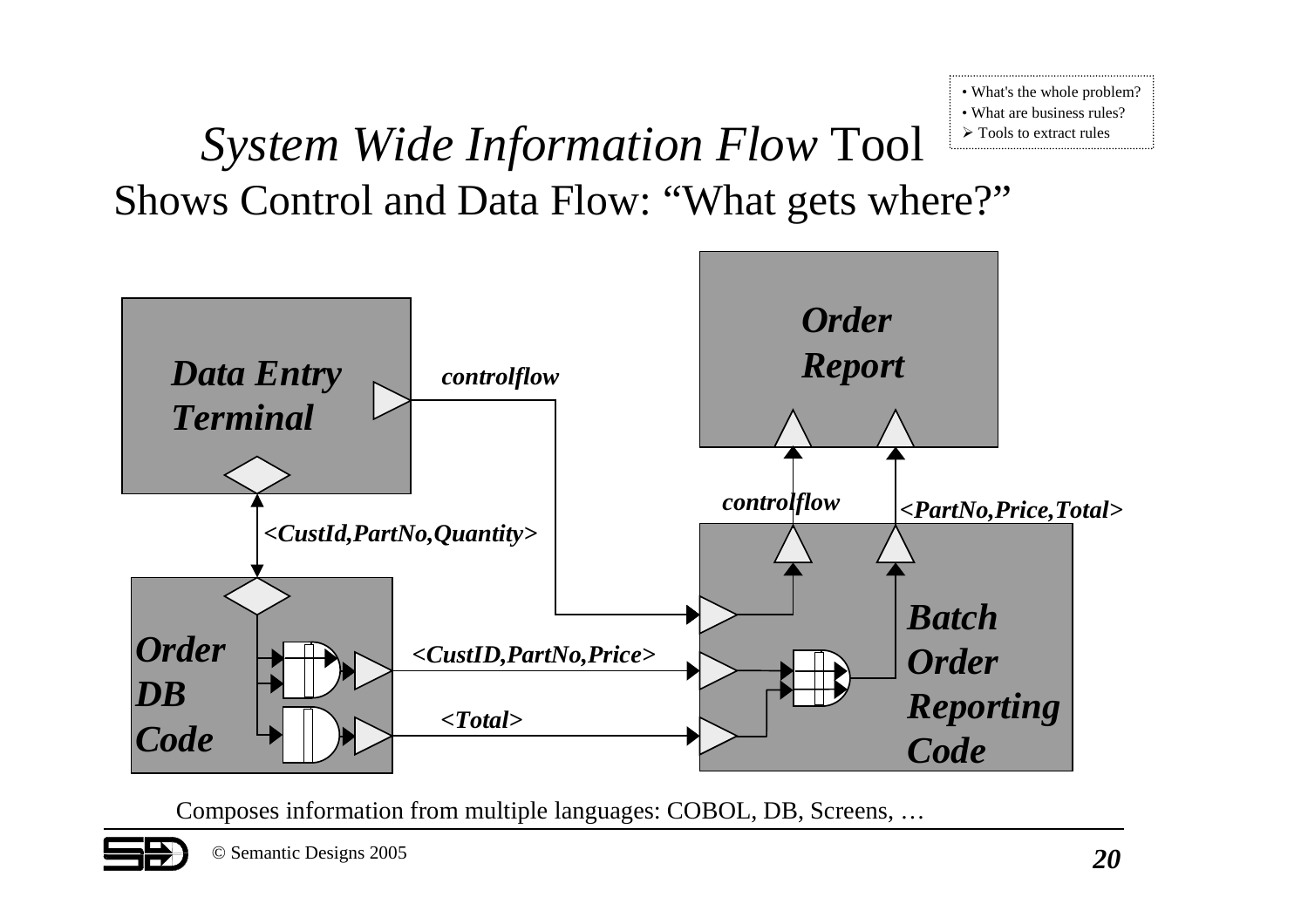- What's the whole problem?
- What are business rules?
- ➢ Tools to extract rules

# *System Wide Information Flow* Tool

## Shows Control and Data Flow: “What gets where?”

*Data Entry Terminal*

*controlflow*

*Order Report*

*controlflow*

*<PartNo,Price,Total>*

*<CustId,PartNo,Quantity>*

*Order DB Code*

*<CustID,PartNo,Price>*

*<Total>*

*Batch Order Reporting Code*

Composes information from multiple languages: COBOL, DB, Screens, …

© Semantic Designs 2005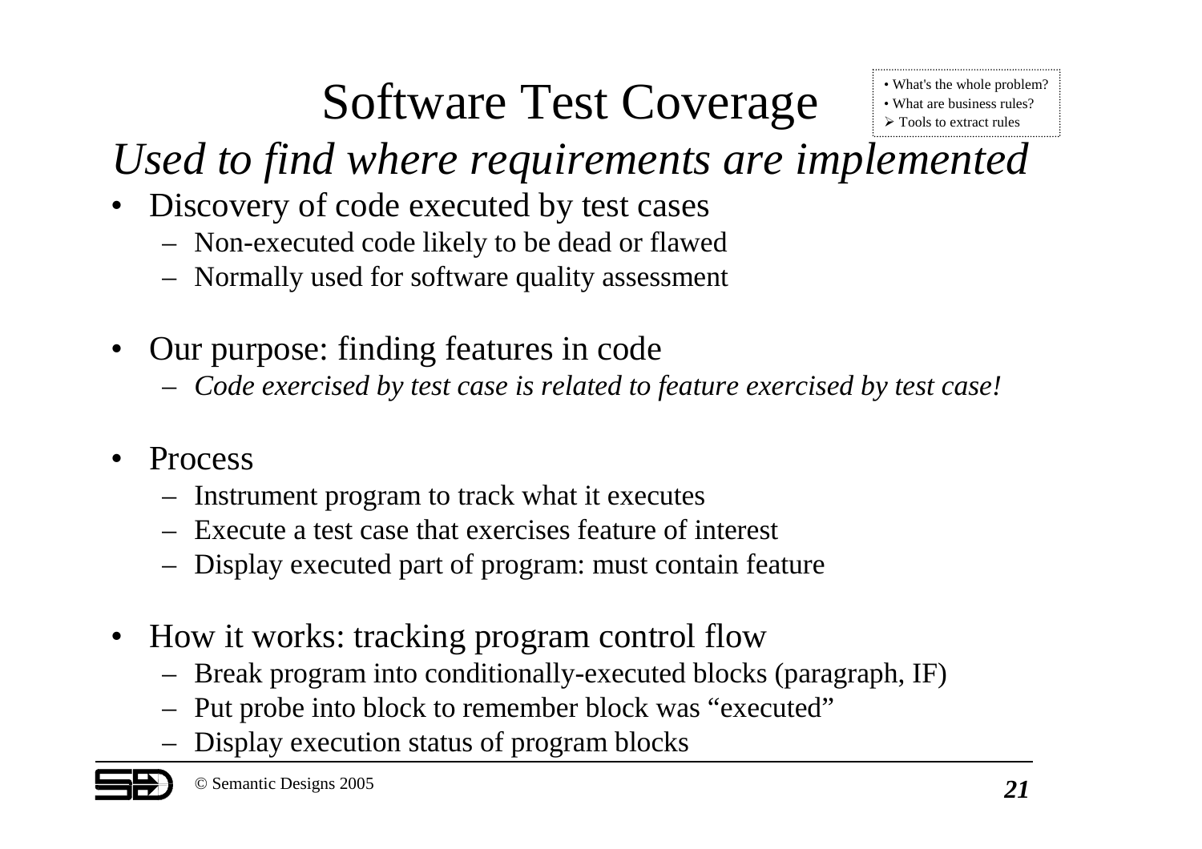# Software Test Coverage

- What's the whole problem?
- What are business rules?
- ➢ Tools to extract rules

*Used to find where requirements are implemented*

- Discovery of code executed by test cases
  - Non-executed code likely to be dead or flawed
  - Normally used for software quality assessment
- Our purpose: finding features in code
  - *Code exercised by test case is related to feature exercised by test case!*
- Process
  - Instrument program to track what it executes
  - Execute a test case that exercises feature of interest
  - Display executed part of program: must contain feature
- How it works: tracking program control flow
  - Break program into conditionally-executed blocks (paragraph, IF)
  - Put probe into block to remember block was "executed"
  - Display execution status of program blocks

© Semantic Designs 2005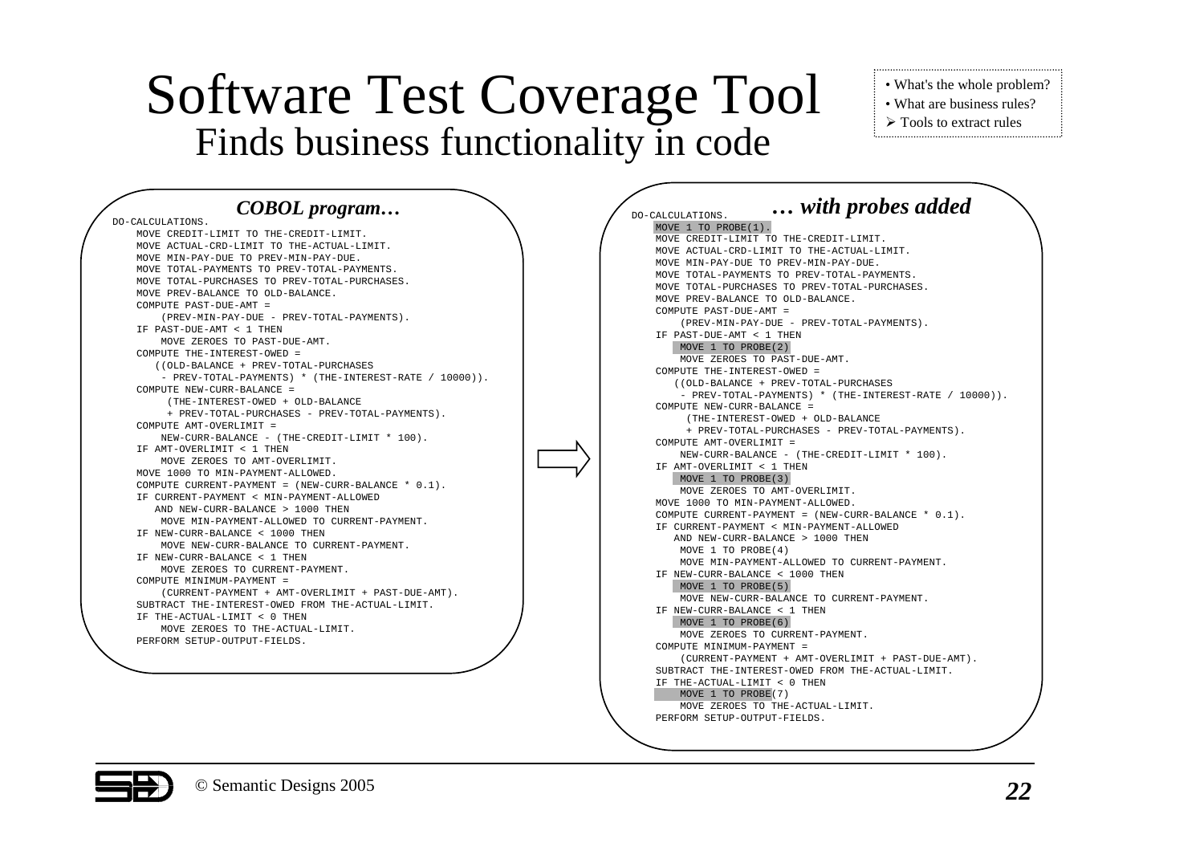# Software Test Coverage Tool

## Finds business functionality in code

- What's the whole problem?
- What are business rules?
- ➢ Tools to extract rules

***COBOL program…***

```
DO-CALCULATIONS.
    MOVE CREDIT-LIMIT TO THE-CREDIT-LIMIT.
    MOVE ACTUAL-CRD-LIMIT TO THE-ACTUAL-LIMIT.
    MOVE MIN-PAY-DUE TO PREV-MIN-PAY-DUE.
    MOVE TOTAL-PAYMENTS TO PREV-TOTAL-PAYMENTS.
    MOVE TOTAL-PURCHASES TO PREV-TOTAL-PURCHASES.
    MOVE PREV-BALANCE TO OLD-BALANCE.
    COMPUTE PAST-DUE-AMT =
        (PREV-MIN-PAY-DUE - PREV-TOTAL-PAYMENTS).
    IF PAST-DUE-AMT < 1 THEN
        MOVE ZEROES TO PAST-DUE-AMT.
    COMPUTE THE-INTEREST-OWED =
       ((OLD-BALANCE + PREV-TOTAL-PURCHASES
        - PREV-TOTAL-PAYMENTS) * (THE-INTEREST-RATE / 10000)).
    COMPUTE NEW-CURR-BALANCE =
         (THE-INTEREST-OWED + OLD-BALANCE
         + PREV-TOTAL-PURCHASES - PREV-TOTAL-PAYMENTS).
    COMPUTE AMT-OVERLIMIT =
        NEW-CURR-BALANCE - (THE-CREDIT-LIMIT * 100).
    IF AMT-OVERLIMIT < 1 THEN
        MOVE ZEROES TO AMT-OVERLIMIT.
    MOVE 1000 TO MIN-PAYMENT-ALLOWED.
    COMPUTE CURRENT-PAYMENT = (NEW-CURR-BALANCE * 0.1).
    IF CURRENT-PAYMENT < MIN-PAYMENT-ALLOWED
       AND NEW-CURR-BALANCE > 1000 THEN
        MOVE MIN-PAYMENT-ALLOWED TO CURRENT-PAYMENT.
    IF NEW-CURR-BALANCE < 1000 THEN
        MOVE NEW-CURR-BALANCE TO CURRENT-PAYMENT.
    IF NEW-CURR-BALANCE < 1 THEN
        MOVE ZEROES TO CURRENT-PAYMENT.
    COMPUTE MINIMUM-PAYMENT =
        (CURRENT-PAYMENT + AMT-OVERLIMIT + PAST-DUE-AMT).
    SUBTRACT THE-INTEREST-OWED FROM THE-ACTUAL-LIMIT.
    IF THE-ACTUAL-LIMIT < 0 THEN
        MOVE ZEROES TO THE-ACTUAL-LIMIT.
    PERFORM SETUP-OUTPUT-FIELDS.
```

***… with probes added***

```
DO-CALCULATIONS.
    MOVE 1 TO PROBE(1).
    MOVE CREDIT-LIMIT TO THE-CREDIT-LIMIT.
    MOVE ACTUAL-CRD-LIMIT TO THE-ACTUAL-LIMIT.
    MOVE MIN-PAY-DUE TO PREV-MIN-PAY-DUE.
    MOVE TOTAL-PAYMENTS TO PREV-TOTAL-PAYMENTS.
    MOVE TOTAL-PURCHASES TO PREV-TOTAL-PURCHASES.
    MOVE PREV-BALANCE TO OLD-BALANCE.
    COMPUTE PAST-DUE-AMT =
        (PREV-MIN-PAY-DUE - PREV-TOTAL-PAYMENTS).
    IF PAST-DUE-AMT < 1 THEN
        MOVE 1 TO PROBE(2)
        MOVE ZEROES TO PAST-DUE-AMT.
    COMPUTE THE-INTEREST-OWED =
       ((OLD-BALANCE + PREV-TOTAL-PURCHASES
        - PREV-TOTAL-PAYMENTS) * (THE-INTEREST-RATE / 10000)).
    COMPUTE NEW-CURR-BALANCE =
         (THE-INTEREST-OWED + OLD-BALANCE
         + PREV-TOTAL-PURCHASES - PREV-TOTAL-PAYMENTS).
    COMPUTE AMT-OVERLIMIT =
        NEW-CURR-BALANCE - (THE-CREDIT-LIMIT * 100).
    IF AMT-OVERLIMIT < 1 THEN
        MOVE 1 TO PROBE(3)
        MOVE ZEROES TO AMT-OVERLIMIT.
    MOVE 1000 TO MIN-PAYMENT-ALLOWED.
    COMPUTE CURRENT-PAYMENT = (NEW-CURR-BALANCE * 0.1).
    IF CURRENT-PAYMENT < MIN-PAYMENT-ALLOWED
       AND NEW-CURR-BALANCE > 1000 THEN
        MOVE 1 TO PROBE(4)
        MOVE MIN-PAYMENT-ALLOWED TO CURRENT-PAYMENT.
    IF NEW-CURR-BALANCE < 1000 THEN
        MOVE 1 TO PROBE(5)
        MOVE NEW-CURR-BALANCE TO CURRENT-PAYMENT.
    IF NEW-CURR-BALANCE < 1 THEN
        MOVE 1 TO PROBE(6)
        MOVE ZEROES TO CURRENT-PAYMENT.
    COMPUTE MINIMUM-PAYMENT =
        (CURRENT-PAYMENT + AMT-OVERLIMIT + PAST-DUE-AMT).
    SUBTRACT THE-INTEREST-OWED FROM THE-ACTUAL-LIMIT.
    IF THE-ACTUAL-LIMIT < 0 THEN
        MOVE 1 TO PROBE(7)
        MOVE ZEROES TO THE-ACTUAL-LIMIT.
    PERFORM SETUP-OUTPUT-FIELDS.
```

© Semantic Designs 2005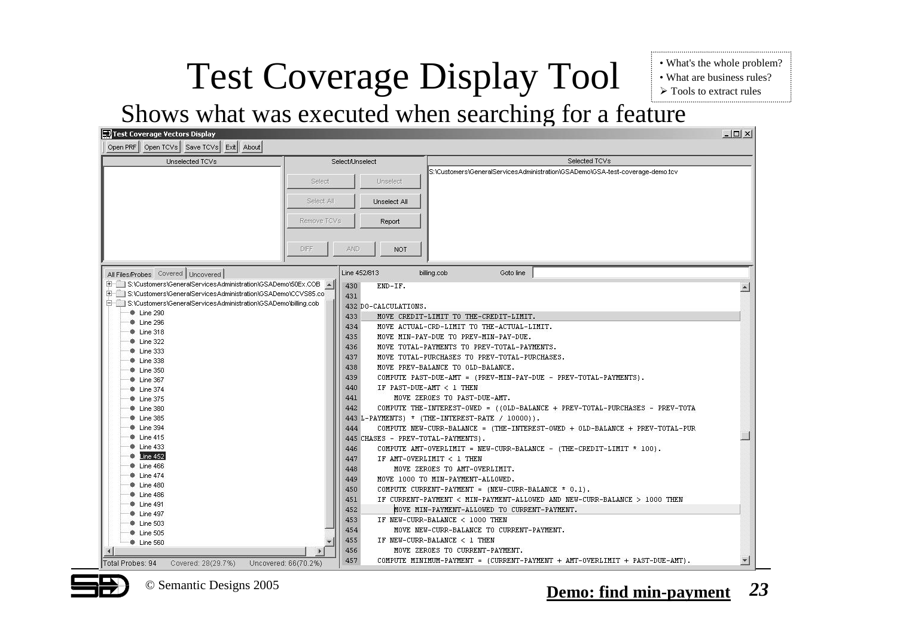# Test Coverage Display Tool

- What's the whole problem?
- What are business rules?
- ➢ Tools to extract rules

## Shows what was executed when searching for a feature

Test Coverage Vectors Display

Open PRF | Open TCVs | Save TCVs | Exit | About

Unselected TCVs | Select/Unselect | Selected TCVs

S:\Customers\GeneralServicesAdministration\GSADemo\GSA-test-coverage-demo.tcv

Select | Unselect | Select All | Unselect All | Remove TCVs | Report | DIFF | AND | NOT

All Files/Probes | Covered | Uncovered

- S:\Customers\GeneralServicesAdministration\GSADemo\50Ex.COB
- S:\Customers\GeneralServicesAdministration\GSADemo\CCVS85.co
- S:\Customers\GeneralServicesAdministration\GSADemo\billing.cob
  - Line 290
  - Line 296
  - Line 318
  - Line 322
  - Line 333
  - Line 338
  - Line 350
  - Line 367
  - Line 374
  - Line 375
  - Line 380
  - Line 385
  - Line 394
  - Line 415
  - Line 433
  - Line 452
  - Line 466
  - Line 474
  - Line 480
  - Line 486
  - Line 491
  - Line 497
  - Line 503
  - Line 505
  - Line 560

Total Probes: 94 Covered: 28(29.7%) Uncovered: 66(70.2%)

Line 452/813 billing.cob Goto line

```
430     END-IF.
431
432 DO-CALCULATIONS.
433     MOVE CREDIT-LIMIT TO THE-CREDIT-LIMIT.
434     MOVE ACTUAL-CRD-LIMIT TO THE-ACTUAL-LIMIT.
435     MOVE MIN-PAY-DUE TO PREV-MIN-PAY-DUE.
436     MOVE TOTAL-PAYMENTS TO PREV-TOTAL-PAYMENTS.
437     MOVE TOTAL-PURCHASES TO PREV-TOTAL-PURCHASES.
438     MOVE PREV-BALANCE TO OLD-BALANCE.
439     COMPUTE PAST-DUE-AMT = (PREV-MIN-PAY-DUE - PREV-TOTAL-PAYMENTS).
440     IF PAST-DUE-AMT < 1 THEN
441         MOVE ZEROES TO PAST-DUE-AMT.
442     COMPUTE THE-INTEREST-OWED = ((OLD-BALANCE + PREV-TOTAL-PURCHASES - PREV-TOTA
443 L-PAYMENTS) * (THE-INTEREST-RATE / 10000)).
444     COMPUTE NEW-CURR-BALANCE = (THE-INTEREST-OWED + OLD-BALANCE + PREV-TOTAL-PUR
445 CHASES - PREV-TOTAL-PAYMENTS).
446     COMPUTE AMT-OVERLIMIT = NEW-CURR-BALANCE - (THE-CREDIT-LIMIT * 100).
447     IF AMT-OVERLIMIT < 1 THEN
448         MOVE ZEROES TO AMT-OVERLIMIT.
449     MOVE 1000 TO MIN-PAYMENT-ALLOWED.
450     COMPUTE CURRENT-PAYMENT = (NEW-CURR-BALANCE * 0.1).
451     IF CURRENT-PAYMENT < MIN-PAYMENT-ALLOWED AND NEW-CURR-BALANCE > 1000 THEN
452         MOVE MIN-PAYMENT-ALLOWED TO CURRENT-PAYMENT.
453     IF NEW-CURR-BALANCE < 1000 THEN
454         MOVE NEW-CURR-BALANCE TO CURRENT-PAYMENT.
455     IF NEW-CURR-BALANCE < 1 THEN
456         MOVE ZEROES TO CURRENT-PAYMENT.
457     COMPUTE MINIMUM-PAYMENT = (CURRENT-PAYMENT + AMT-OVERLIMIT + PAST-DUE-AMT).
```

© Semantic Designs 2005

**Demo: find min-payment**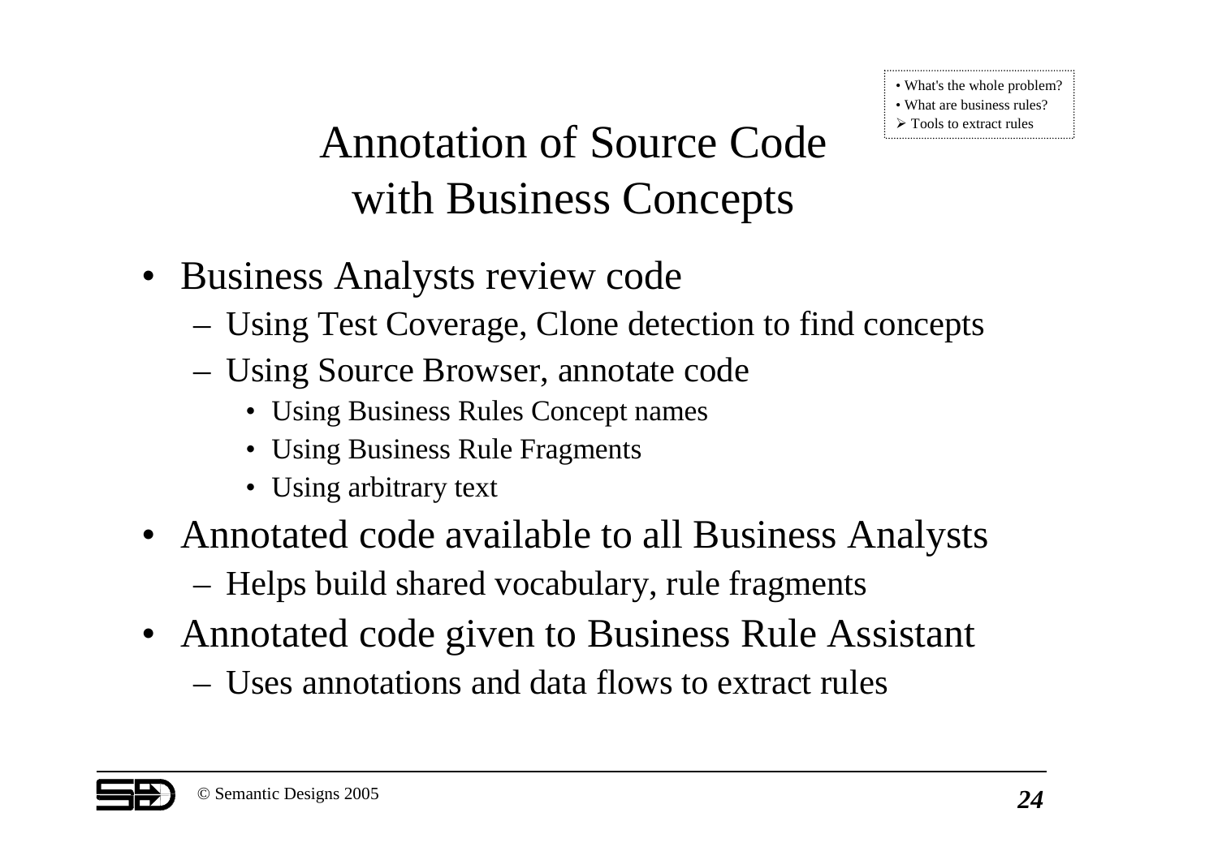- What's the whole problem?
- What are business rules?
- ➢ Tools to extract rules

# Annotation of Source Code with Business Concepts

- Business Analysts review code
  - Using Test Coverage, Clone detection to find concepts
  - Using Source Browser, annotate code
    - Using Business Rules Concept names
    - Using Business Rule Fragments
    - Using arbitrary text
- Annotated code available to all Business Analysts
  - Helps build shared vocabulary, rule fragments
- Annotated code given to Business Rule Assistant
  - Uses annotations and data flows to extract rules

© Semantic Designs 2005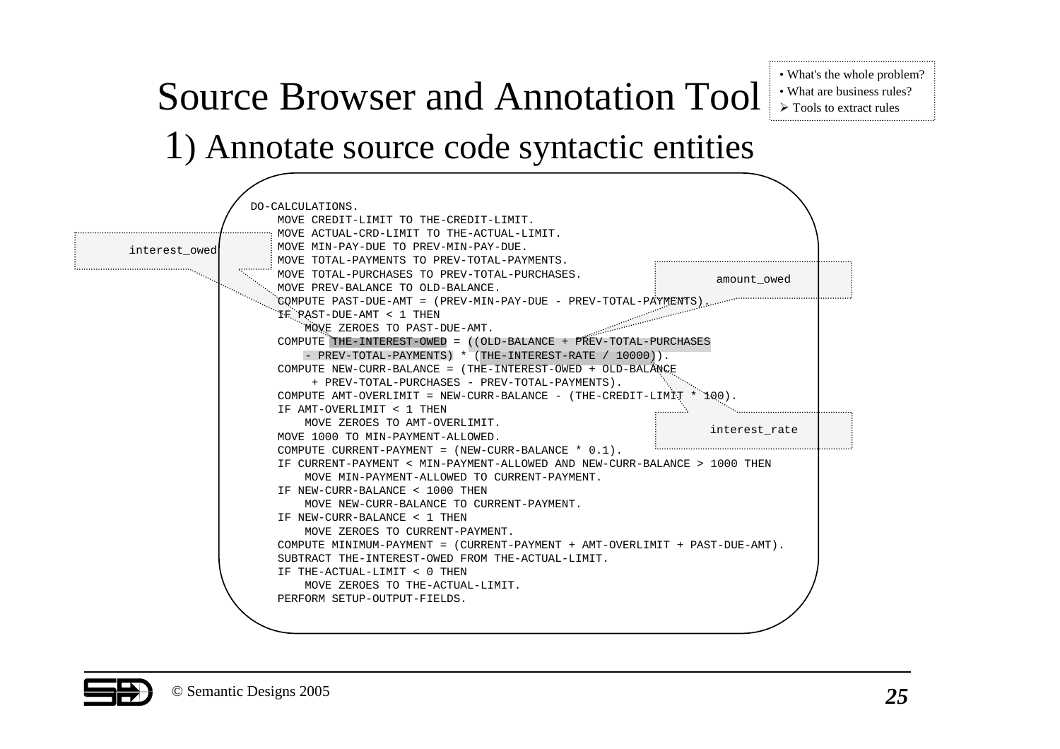# Source Browser and Annotation Tool

- What's the whole problem?
- What are business rules?
- ➢ Tools to extract rules

## 1) Annotate source code syntactic entities

```
DO-CALCULATIONS.
    MOVE CREDIT-LIMIT TO THE-CREDIT-LIMIT.
    MOVE ACTUAL-CRD-LIMIT TO THE-ACTUAL-LIMIT.
    MOVE MIN-PAY-DUE TO PREV-MIN-PAY-DUE.
    MOVE TOTAL-PAYMENTS TO PREV-TOTAL-PAYMENTS.
    MOVE TOTAL-PURCHASES TO PREV-TOTAL-PURCHASES.
    MOVE PREV-BALANCE TO OLD-BALANCE.
    COMPUTE PAST-DUE-AMT = (PREV-MIN-PAY-DUE - PREV-TOTAL-PAYMENTS).
    IF PAST-DUE-AMT < 1 THEN
        MOVE ZEROES TO PAST-DUE-AMT.
    COMPUTE THE-INTEREST-OWED = ((OLD-BALANCE + PREV-TOTAL-PURCHASES
        - PREV-TOTAL-PAYMENTS) * (THE-INTEREST-RATE / 10000)).
    COMPUTE NEW-CURR-BALANCE = (THE-INTEREST-OWED + OLD-BALANCE
         + PREV-TOTAL-PURCHASES - PREV-TOTAL-PAYMENTS).
    COMPUTE AMT-OVERLIMIT = NEW-CURR-BALANCE - (THE-CREDIT-LIMIT * 100).
    IF AMT-OVERLIMIT < 1 THEN
        MOVE ZEROES TO AMT-OVERLIMIT.
    MOVE 1000 TO MIN-PAYMENT-ALLOWED.
    COMPUTE CURRENT-PAYMENT = (NEW-CURR-BALANCE * 0.1).
    IF CURRENT-PAYMENT < MIN-PAYMENT-ALLOWED AND NEW-CURR-BALANCE > 1000 THEN
        MOVE MIN-PAYMENT-ALLOWED TO CURRENT-PAYMENT.
    IF NEW-CURR-BALANCE < 1000 THEN
        MOVE NEW-CURR-BALANCE TO CURRENT-PAYMENT.
    IF NEW-CURR-BALANCE < 1 THEN
        MOVE ZEROES TO CURRENT-PAYMENT.
    COMPUTE MINIMUM-PAYMENT = (CURRENT-PAYMENT + AMT-OVERLIMIT + PAST-DUE-AMT).
    SUBTRACT THE-INTEREST-OWED FROM THE-ACTUAL-LIMIT.
    IF THE-ACTUAL-LIMIT < 0 THEN
        MOVE ZEROES TO THE-ACTUAL-LIMIT.
    PERFORM SETUP-OUTPUT-FIELDS.
```

Annotations: interest_owed, amount_owed, interest_rate

© Semantic Designs 2005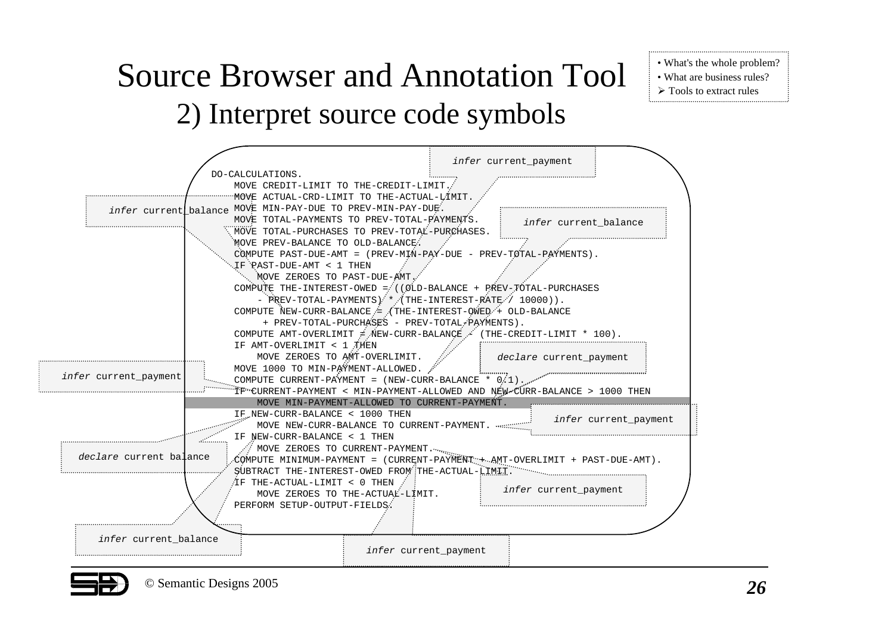# Source Browser and Annotation Tool

## 2) Interpret source code symbols

- What's the whole problem?
- What are business rules?
- ➢ Tools to extract rules

```
DO-CALCULATIONS.
    MOVE CREDIT-LIMIT TO THE-CREDIT-LIMIT.
    MOVE ACTUAL-CRD-LIMIT TO THE-ACTUAL-LIMIT.
    MOVE MIN-PAY-DUE TO PREV-MIN-PAY-DUE.
    MOVE TOTAL-PAYMENTS TO PREV-TOTAL-PAYMENTS.
    MOVE TOTAL-PURCHASES TO PREV-TOTAL-PURCHASES.
    MOVE PREV-BALANCE TO OLD-BALANCE.
    COMPUTE PAST-DUE-AMT = (PREV-MIN-PAY-DUE - PREV-TOTAL-PAYMENTS).
    IF PAST-DUE-AMT < 1 THEN
        MOVE ZEROES TO PAST-DUE-AMT.
    COMPUTE THE-INTEREST-OWED = ((OLD-BALANCE + PREV-TOTAL-PURCHASES
        - PREV-TOTAL-PAYMENTS) * (THE-INTEREST-RATE / 10000)).
    COMPUTE NEW-CURR-BALANCE = (THE-INTEREST-OWED + OLD-BALANCE
         + PREV-TOTAL-PURCHASES - PREV-TOTAL-PAYMENTS).
    COMPUTE AMT-OVERLIMIT = NEW-CURR-BALANCE - (THE-CREDIT-LIMIT * 100).
    IF AMT-OVERLIMIT < 1 THEN
        MOVE ZEROES TO AMT-OVERLIMIT.
    MOVE 1000 TO MIN-PAYMENT-ALLOWED.
    COMPUTE CURRENT-PAYMENT = (NEW-CURR-BALANCE * 0.1).
    IF CURRENT-PAYMENT < MIN-PAYMENT-ALLOWED AND NEW-CURR-BALANCE > 1000 THEN
        MOVE MIN-PAYMENT-ALLOWED TO CURRENT-PAYMENT.
    IF NEW-CURR-BALANCE < 1000 THEN
        MOVE NEW-CURR-BALANCE TO CURRENT-PAYMENT.
    IF NEW-CURR-BALANCE < 1 THEN
        MOVE ZEROES TO CURRENT-PAYMENT.
    COMPUTE MINIMUM-PAYMENT = (CURRENT-PAYMENT + AMT-OVERLIMIT + PAST-DUE-AMT).
    SUBTRACT THE-INTEREST-OWED FROM THE-ACTUAL-LIMIT.
    IF THE-ACTUAL-LIMIT < 0 THEN
        MOVE ZEROES TO THE-ACTUAL-LIMIT.
    PERFORM SETUP-OUTPUT-FIELDS.
```

Annotations:

- *infer* current_payment
- *infer* current_balance
- *infer* current_balance
- *declare* current_payment
- *infer* current_payment
- *infer* current_payment
- *declare* current balance
- *infer* current_payment
- *infer* current_balance
- *infer* current_payment

© Semantic Designs 2005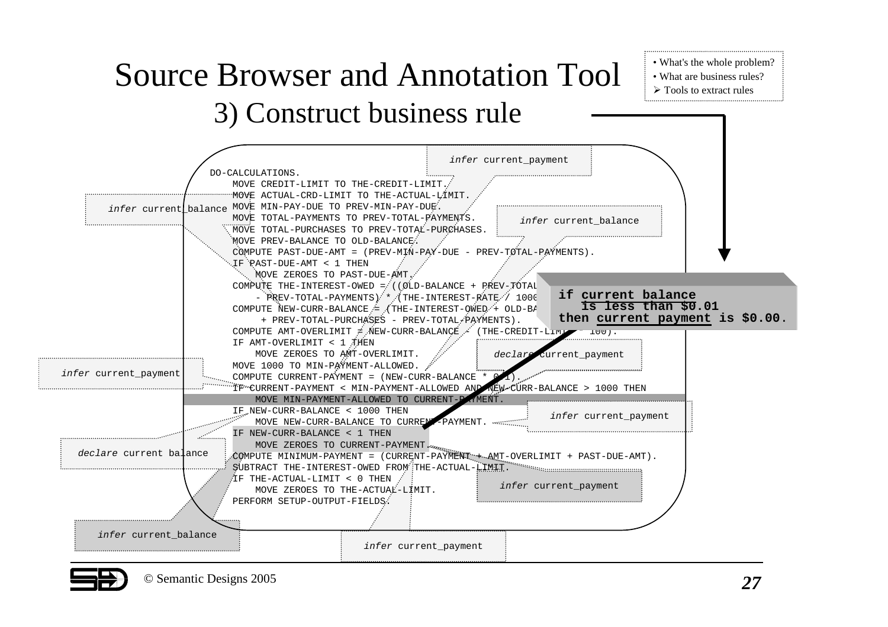# Source Browser and Annotation Tool

## 3) Construct business rule

- What's the whole problem?
- What are business rules?
- ➢ Tools to extract rules

```
DO-CALCULATIONS.
    MOVE CREDIT-LIMIT TO THE-CREDIT-LIMIT.
    MOVE ACTUAL-CRD-LIMIT TO THE-ACTUAL-LIMIT.
    MOVE MIN-PAY-DUE TO PREV-MIN-PAY-DUE.
    MOVE TOTAL-PAYMENTS TO PREV-TOTAL-PAYMENTS.
    MOVE TOTAL-PURCHASES TO PREV-TOTAL-PURCHASES.
    MOVE PREV-BALANCE TO OLD-BALANCE.
    COMPUTE PAST-DUE-AMT = (PREV-MIN-PAY-DUE - PREV-TOTAL-PAYMENTS).
    IF PAST-DUE-AMT < 1 THEN
        MOVE ZEROES TO PAST-DUE-AMT.
    COMPUTE THE-INTEREST-OWED = ((OLD-BALANCE + PREV-TOTAL
        - PREV-TOTAL-PAYMENTS) * (THE-INTEREST-RATE / 1000
    COMPUTE NEW-CURR-BALANCE = (THE-INTEREST-OWED + OLD-BA
         + PREV-TOTAL-PURCHASES - PREV-TOTAL-PAYMENTS).
    COMPUTE AMT-OVERLIMIT = NEW-CURR-BALANCE - (THE-CREDIT-LIM    100).
    IF AMT-OVERLIMIT < 1 THEN
        MOVE ZEROES TO AMT-OVERLIMIT.
    MOVE 1000 TO MIN-PAYMENT-ALLOWED.
    COMPUTE CURRENT-PAYMENT = (NEW-CURR-BALANCE * 0.1).
    IF CURRENT-PAYMENT < MIN-PAYMENT-ALLOWED AND NEW-CURR-BALANCE > 1000 THEN
        MOVE MIN-PAYMENT-ALLOWED TO CURRENT-PAYMENT.
    IF NEW-CURR-BALANCE < 1000 THEN
        MOVE NEW-CURR-BALANCE TO CURRENT-PAYMENT.
    IF NEW-CURR-BALANCE < 1 THEN
        MOVE ZEROES TO CURRENT-PAYMENT.
    COMPUTE MINIMUM-PAYMENT = (CURRENT-PAYMENT + AMT-OVERLIMIT + PAST-DUE-AMT).
    SUBTRACT THE-INTEREST-OWED FROM THE-ACTUAL-LIMIT.
    IF THE-ACTUAL-LIMIT < 0 THEN
        MOVE ZEROES TO THE-ACTUAL-LIMIT.
    PERFORM SETUP-OUTPUT-FIELDS.
```

Annotations:

- *infer* current_payment
- *infer* current_balance
- *infer* current_balance
- *declare* current_payment
- *infer* current_payment
- *infer* current_payment
- *declare* current balance
- *infer* current_payment
- *infer* current_balance
- *infer* current_payment

**if current balance is less than $0.01 then current payment is $0.00.**

© Semantic Designs 2005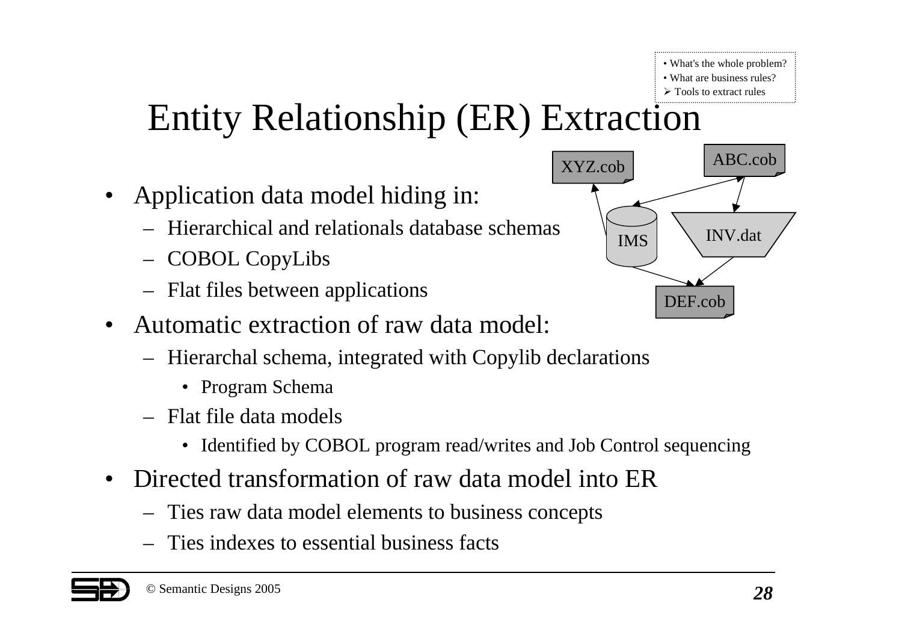- What's the whole problem?
- What are business rules?
- ➤ Tools to extract rules

# Entity Relationship (ER) Extraction

XYZ.cob

ABC.cob

IMS

INV.dat

DEF.cob

- Application data model hiding in:
  - Hierarchical and relationals database schemas
  - COBOL CopyLibs
  - Flat files between applications
- Automatic extraction of raw data model:
  - Hierarchal schema, integrated with Copylib declarations
    - Program Schema
  - Flat file data models
    - Identified by COBOL program read/writes and Job Control sequencing
- Directed transformation of raw data model into ER
  - Ties raw data model elements to business concepts
  - Ties indexes to essential business facts

© Semantic Designs 2005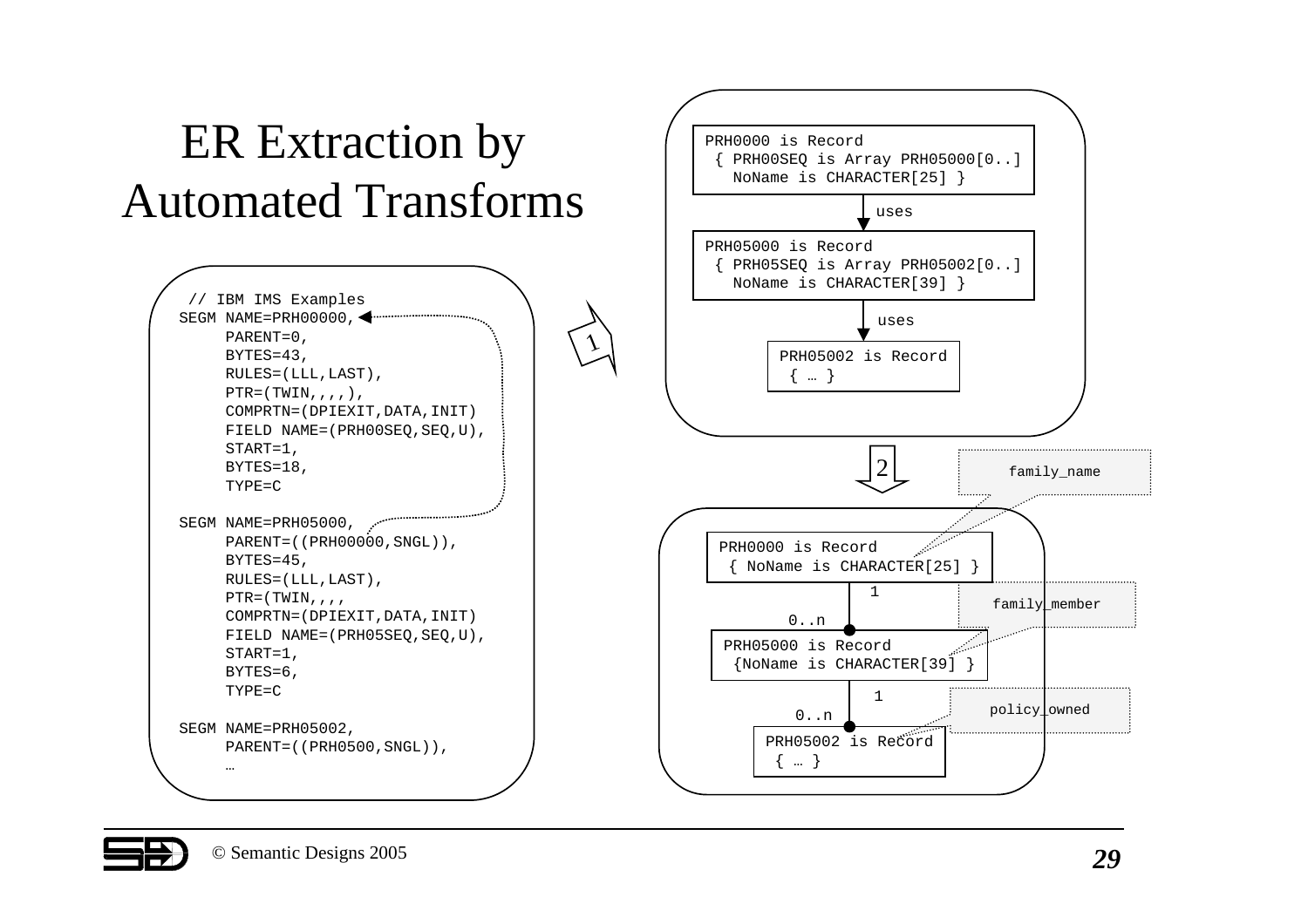# ER Extraction by Automated Transforms

```
// IBM IMS Examples
SEGM NAME=PRH00000,
     PARENT=0,
     BYTES=43,
     RULES=(LLL,LAST),
     PTR=(TWIN,,,,),
     COMPRTN=(DPIEXIT,DATA,INIT)
     FIELD NAME=(PRH00SEQ,SEQ,U),
     START=1,
     BYTES=18,
     TYPE=C

SEGM NAME=PRH05000,
     PARENT=((PRH00000,SNGL)),
     BYTES=45,
     RULES=(LLL,LAST),
     PTR=(TWIN,,,,
     COMPRTN=(DPIEXIT,DATA,INIT)
     FIELD NAME=(PRH05SEQ,SEQ,U),
     START=1,
     BYTES=6,
     TYPE=C

SEGM NAME=PRH05002,
     PARENT=((PRH0500,SNGL)),
     …
```

1

```
PRH0000 is Record
 { PRH00SEQ is Array PRH05000[0..]
   NoName is CHARACTER[25] }
```

uses

```
PRH05000 is Record
 { PRH05SEQ is Array PRH05002[0..]
   NoName is CHARACTER[39] }
```

uses

```
PRH05002 is Record
 { … }
```

2

```
PRH0000 is Record
 { NoName is CHARACTER[25] }
```

family_name

1

0..n

```
PRH05000 is Record
 {NoName is CHARACTER[39] }
```

family_member

1

0..n

```
PRH05002 is Record
 { … }
```

policy_owned

© Semantic Designs 2005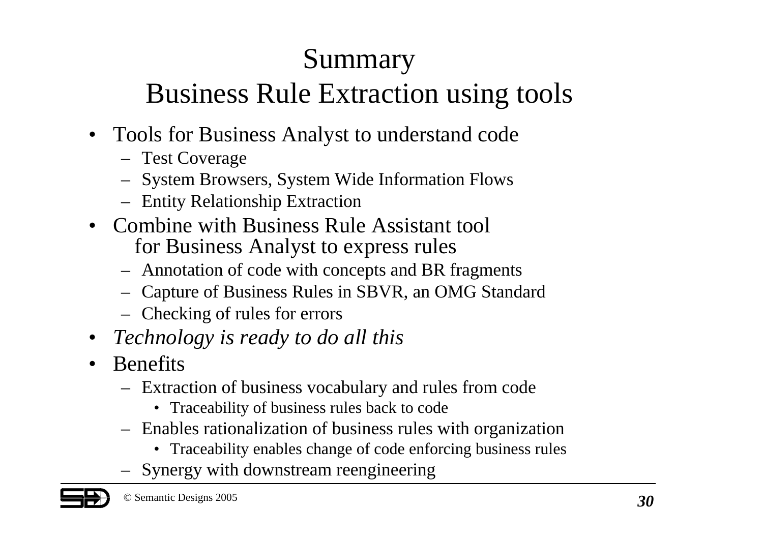# Summary
# Business Rule Extraction using tools

- Tools for Business Analyst to understand code
  - Test Coverage
  - System Browsers, System Wide Information Flows
  - Entity Relationship Extraction
- Combine with Business Rule Assistant tool for Business Analyst to express rules
  - Annotation of code with concepts and BR fragments
  - Capture of Business Rules in SBVR, an OMG Standard
  - Checking of rules for errors
- *Technology is ready to do all this*
- Benefits
  - Extraction of business vocabulary and rules from code
    - Traceability of business rules back to code
  - Enables rationalization of business rules with organization
    - Traceability enables change of code enforcing business rules
  - Synergy with downstream reengineering

© Semantic Designs 2005